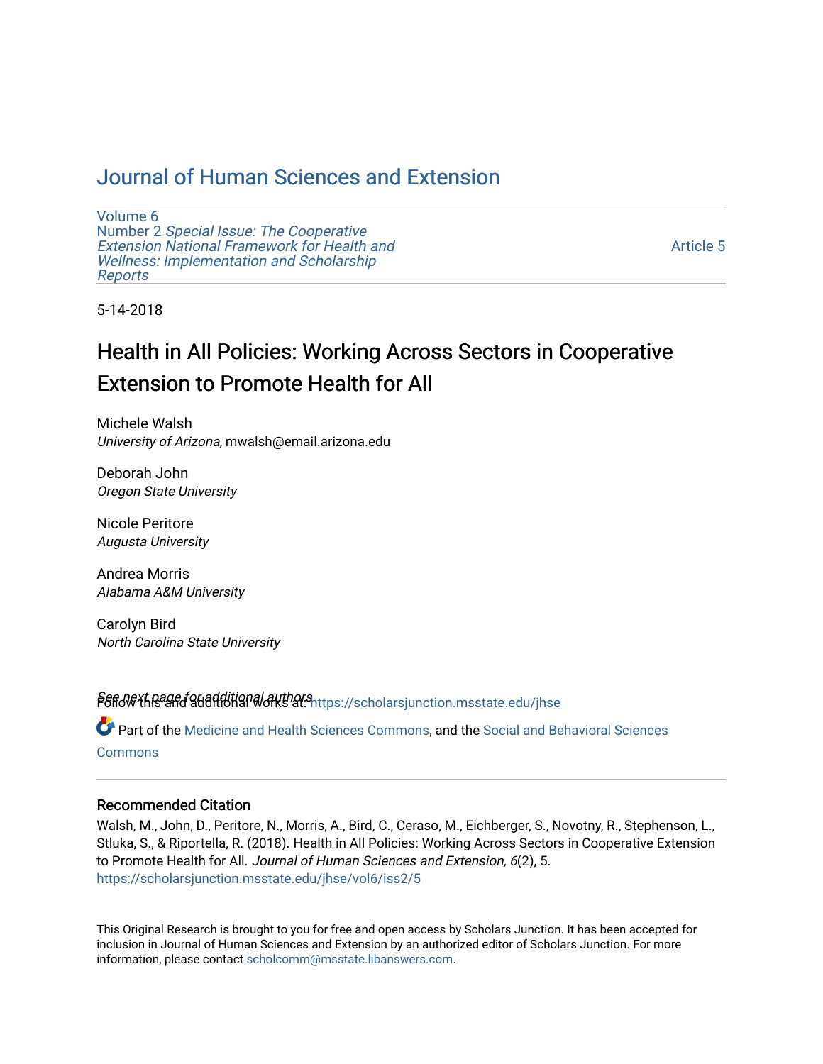# Journal of Human Sciences and Extension

Volume 6
Number 2 *Special Issue: The Cooperative Extension National Framework for Health and Wellness: Implementation and Scholarship Reports*

Article 5

5-14-2018

# Health in All Policies: Working Across Sectors in Cooperative Extension to Promote Health for All

Michele Walsh
*University of Arizona*, mwalsh@email.arizona.edu

Deborah John
*Oregon State University*

Nicole Peritore
*Augusta University*

Andrea Morris
*Alabama A&M University*

Carolyn Bird
*North Carolina State University*

See next page for additional authors

Follow this and additional works at: https://scholarsjunction.msstate.edu/jhse

Part of the Medicine and Health Sciences Commons, and the Social and Behavioral Sciences Commons

### Recommended Citation

Walsh, M., John, D., Peritore, N., Morris, A., Bird, C., Ceraso, M., Eichberger, S., Novotny, R., Stephenson, L., Stluka, S., & Riportella, R. (2018). Health in All Policies: Working Across Sectors in Cooperative Extension to Promote Health for All. *Journal of Human Sciences and Extension, 6*(2), 5.
https://scholarsjunction.msstate.edu/jhse/vol6/iss2/5

This Original Research is brought to you for free and open access by Scholars Junction. It has been accepted for inclusion in Journal of Human Sciences and Extension by an authorized editor of Scholars Junction. For more information, please contact scholcomm@msstate.libanswers.com.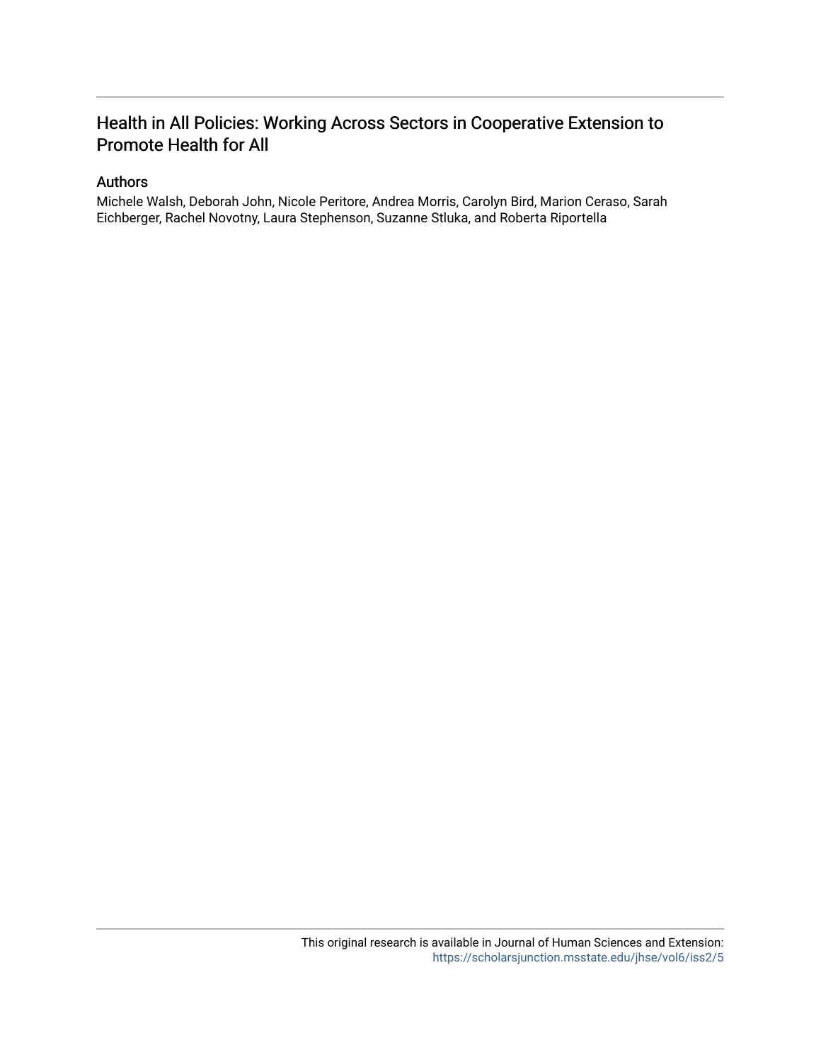# Health in All Policies: Working Across Sectors in Cooperative Extension to Promote Health for All

## Authors

Michele Walsh, Deborah John, Nicole Peritore, Andrea Morris, Carolyn Bird, Marion Ceraso, Sarah Eichberger, Rachel Novotny, Laura Stephenson, Suzanne Stluka, and Roberta Riportella

This original research is available in Journal of Human Sciences and Extension: https://scholarsjunction.msstate.edu/jhse/vol6/iss2/5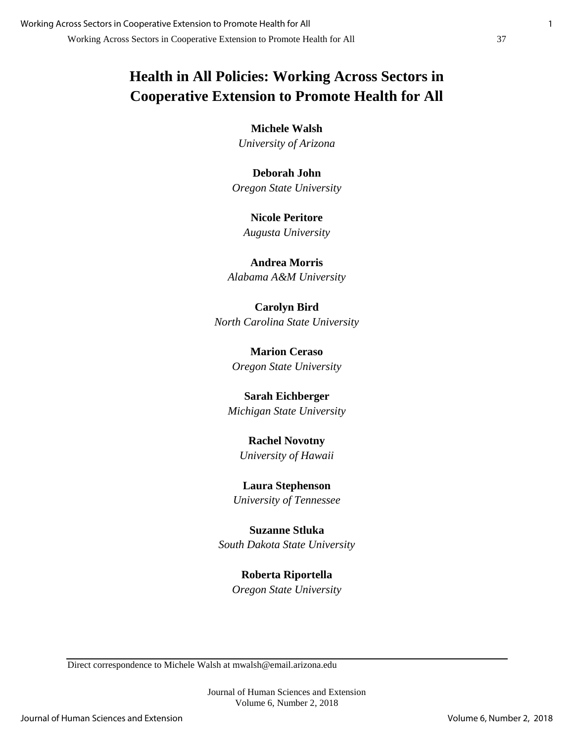# Health in All Policies: Working Across Sectors in Cooperative Extension to Promote Health for All

**Michele Walsh**
*University of Arizona*

**Deborah John**
*Oregon State University*

**Nicole Peritore**
*Augusta University*

**Andrea Morris**
*Alabama A&M University*

**Carolyn Bird**
*North Carolina State University*

**Marion Ceraso**
*Oregon State University*

**Sarah Eichberger**
*Michigan State University*

**Rachel Novotny**
*University of Hawaii*

**Laura Stephenson**
*University of Tennessee*

**Suzanne Stluka**
*South Dakota State University*

**Roberta Riportella**
*Oregon State University*

---

Direct correspondence to Michele Walsh at mwalsh@email.arizona.edu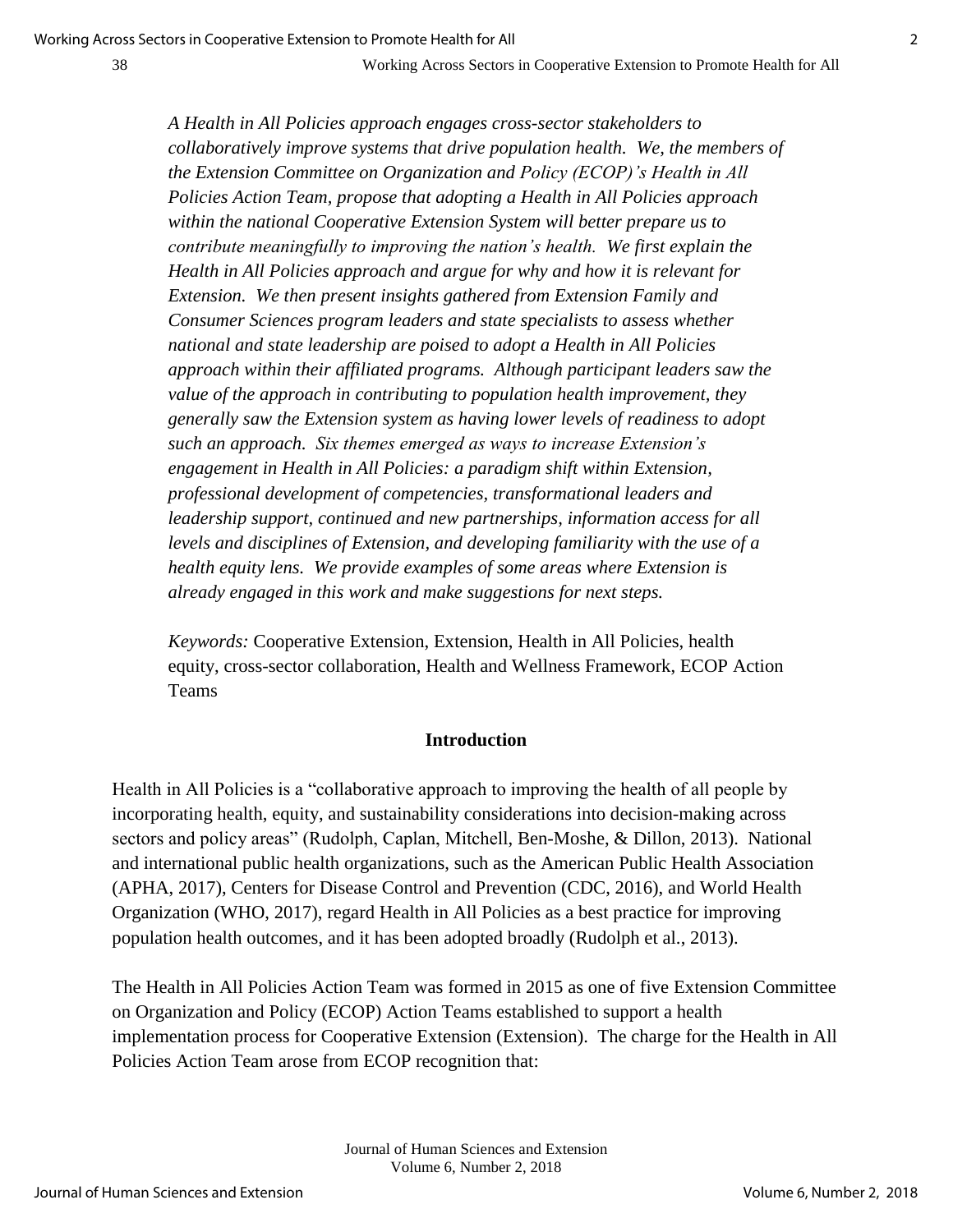*A Health in All Policies approach engages cross-sector stakeholders to collaboratively improve systems that drive population health. We, the members of the Extension Committee on Organization and Policy (ECOP)'s Health in All Policies Action Team, propose that adopting a Health in All Policies approach within the national Cooperative Extension System will better prepare us to contribute meaningfully to improving the nation's health. We first explain the Health in All Policies approach and argue for why and how it is relevant for Extension. We then present insights gathered from Extension Family and Consumer Sciences program leaders and state specialists to assess whether national and state leadership are poised to adopt a Health in All Policies approach within their affiliated programs. Although participant leaders saw the value of the approach in contributing to population health improvement, they generally saw the Extension system as having lower levels of readiness to adopt such an approach. Six themes emerged as ways to increase Extension's engagement in Health in All Policies: a paradigm shift within Extension, professional development of competencies, transformational leaders and leadership support, continued and new partnerships, information access for all levels and disciplines of Extension, and developing familiarity with the use of a health equity lens. We provide examples of some areas where Extension is already engaged in this work and make suggestions for next steps.*

*Keywords:* Cooperative Extension, Extension, Health in All Policies, health equity, cross-sector collaboration, Health and Wellness Framework, ECOP Action Teams

## Introduction

Health in All Policies is a "collaborative approach to improving the health of all people by incorporating health, equity, and sustainability considerations into decision-making across sectors and policy areas" (Rudolph, Caplan, Mitchell, Ben-Moshe, & Dillon, 2013). National and international public health organizations, such as the American Public Health Association (APHA, 2017), Centers for Disease Control and Prevention (CDC, 2016), and World Health Organization (WHO, 2017), regard Health in All Policies as a best practice for improving population health outcomes, and it has been adopted broadly (Rudolph et al., 2013).

The Health in All Policies Action Team was formed in 2015 as one of five Extension Committee on Organization and Policy (ECOP) Action Teams established to support a health implementation process for Cooperative Extension (Extension). The charge for the Health in All Policies Action Team arose from ECOP recognition that: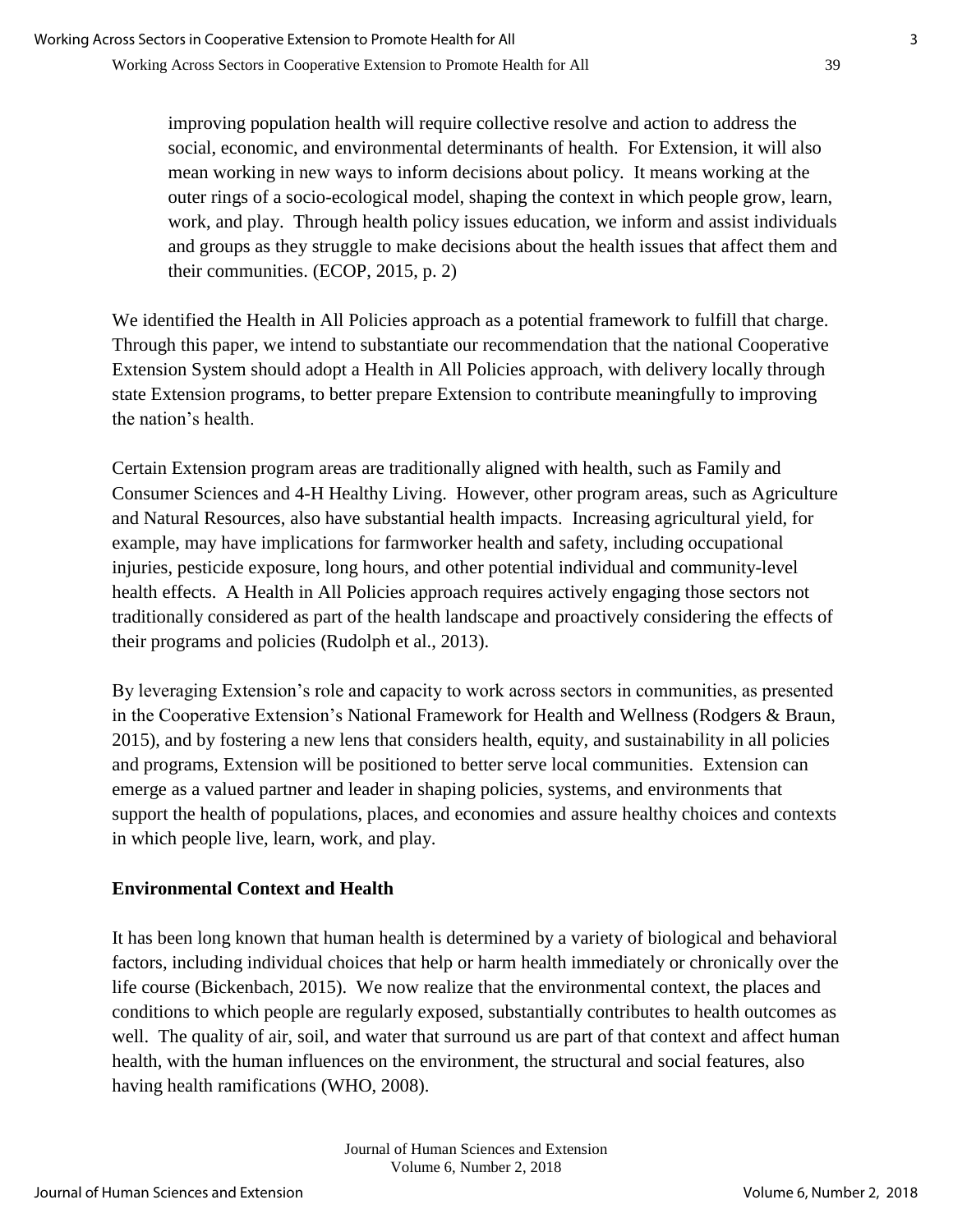> improving population health will require collective resolve and action to address the social, economic, and environmental determinants of health. For Extension, it will also mean working in new ways to inform decisions about policy. It means working at the outer rings of a socio-ecological model, shaping the context in which people grow, learn, work, and play. Through health policy issues education, we inform and assist individuals and groups as they struggle to make decisions about the health issues that affect them and their communities. (ECOP, 2015, p. 2)

We identified the Health in All Policies approach as a potential framework to fulfill that charge. Through this paper, we intend to substantiate our recommendation that the national Cooperative Extension System should adopt a Health in All Policies approach, with delivery locally through state Extension programs, to better prepare Extension to contribute meaningfully to improving the nation's health.

Certain Extension program areas are traditionally aligned with health, such as Family and Consumer Sciences and 4-H Healthy Living. However, other program areas, such as Agriculture and Natural Resources, also have substantial health impacts. Increasing agricultural yield, for example, may have implications for farmworker health and safety, including occupational injuries, pesticide exposure, long hours, and other potential individual and community-level health effects. A Health in All Policies approach requires actively engaging those sectors not traditionally considered as part of the health landscape and proactively considering the effects of their programs and policies (Rudolph et al., 2013).

By leveraging Extension's role and capacity to work across sectors in communities, as presented in the Cooperative Extension's National Framework for Health and Wellness (Rodgers & Braun, 2015), and by fostering a new lens that considers health, equity, and sustainability in all policies and programs, Extension will be positioned to better serve local communities. Extension can emerge as a valued partner and leader in shaping policies, systems, and environments that support the health of populations, places, and economies and assure healthy choices and contexts in which people live, learn, work, and play.

## Environmental Context and Health

It has been long known that human health is determined by a variety of biological and behavioral factors, including individual choices that help or harm health immediately or chronically over the life course (Bickenbach, 2015). We now realize that the environmental context, the places and conditions to which people are regularly exposed, substantially contributes to health outcomes as well. The quality of air, soil, and water that surround us are part of that context and affect human health, with the human influences on the environment, the structural and social features, also having health ramifications (WHO, 2008).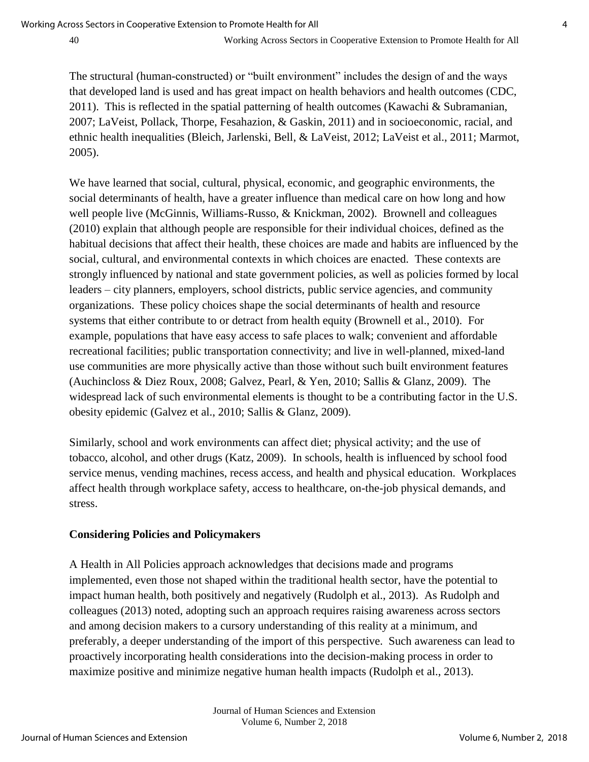The structural (human-constructed) or "built environment" includes the design of and the ways that developed land is used and has great impact on health behaviors and health outcomes (CDC, 2011). This is reflected in the spatial patterning of health outcomes (Kawachi & Subramanian, 2007; LaVeist, Pollack, Thorpe, Fesahazion, & Gaskin, 2011) and in socioeconomic, racial, and ethnic health inequalities (Bleich, Jarlenski, Bell, & LaVeist, 2012; LaVeist et al., 2011; Marmot, 2005).

We have learned that social, cultural, physical, economic, and geographic environments, the social determinants of health, have a greater influence than medical care on how long and how well people live (McGinnis, Williams-Russo, & Knickman, 2002). Brownell and colleagues (2010) explain that although people are responsible for their individual choices, defined as the habitual decisions that affect their health, these choices are made and habits are influenced by the social, cultural, and environmental contexts in which choices are enacted. These contexts are strongly influenced by national and state government policies, as well as policies formed by local leaders – city planners, employers, school districts, public service agencies, and community organizations. These policy choices shape the social determinants of health and resource systems that either contribute to or detract from health equity (Brownell et al., 2010). For example, populations that have easy access to safe places to walk; convenient and affordable recreational facilities; public transportation connectivity; and live in well-planned, mixed-land use communities are more physically active than those without such built environment features (Auchincloss & Diez Roux, 2008; Galvez, Pearl, & Yen, 2010; Sallis & Glanz, 2009). The widespread lack of such environmental elements is thought to be a contributing factor in the U.S. obesity epidemic (Galvez et al., 2010; Sallis & Glanz, 2009).

Similarly, school and work environments can affect diet; physical activity; and the use of tobacco, alcohol, and other drugs (Katz, 2009). In schools, health is influenced by school food service menus, vending machines, recess access, and health and physical education. Workplaces affect health through workplace safety, access to healthcare, on-the-job physical demands, and stress.

## Considering Policies and Policymakers

A Health in All Policies approach acknowledges that decisions made and programs implemented, even those not shaped within the traditional health sector, have the potential to impact human health, both positively and negatively (Rudolph et al., 2013). As Rudolph and colleagues (2013) noted, adopting such an approach requires raising awareness across sectors and among decision makers to a cursory understanding of this reality at a minimum, and preferably, a deeper understanding of the import of this perspective. Such awareness can lead to proactively incorporating health considerations into the decision-making process in order to maximize positive and minimize negative human health impacts (Rudolph et al., 2013).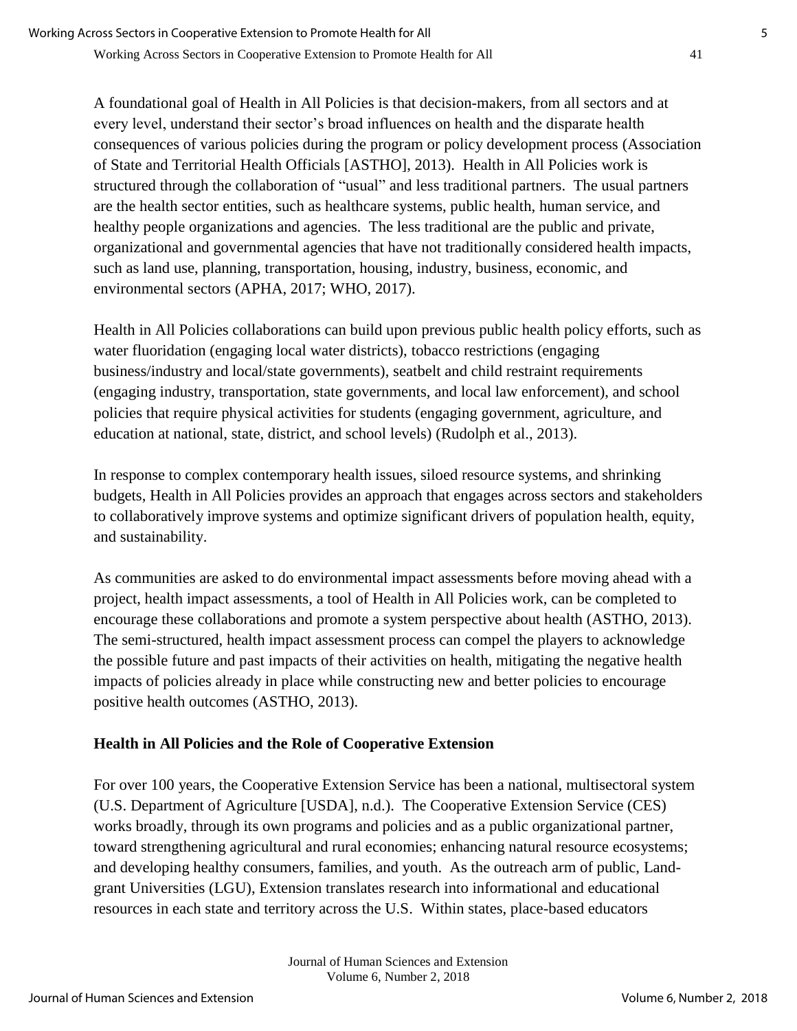A foundational goal of Health in All Policies is that decision-makers, from all sectors and at every level, understand their sector's broad influences on health and the disparate health consequences of various policies during the program or policy development process (Association of State and Territorial Health Officials [ASTHO], 2013). Health in All Policies work is structured through the collaboration of "usual" and less traditional partners. The usual partners are the health sector entities, such as healthcare systems, public health, human service, and healthy people organizations and agencies. The less traditional are the public and private, organizational and governmental agencies that have not traditionally considered health impacts, such as land use, planning, transportation, housing, industry, business, economic, and environmental sectors (APHA, 2017; WHO, 2017).

Health in All Policies collaborations can build upon previous public health policy efforts, such as water fluoridation (engaging local water districts), tobacco restrictions (engaging business/industry and local/state governments), seatbelt and child restraint requirements (engaging industry, transportation, state governments, and local law enforcement), and school policies that require physical activities for students (engaging government, agriculture, and education at national, state, district, and school levels) (Rudolph et al., 2013).

In response to complex contemporary health issues, siloed resource systems, and shrinking budgets, Health in All Policies provides an approach that engages across sectors and stakeholders to collaboratively improve systems and optimize significant drivers of population health, equity, and sustainability.

As communities are asked to do environmental impact assessments before moving ahead with a project, health impact assessments, a tool of Health in All Policies work, can be completed to encourage these collaborations and promote a system perspective about health (ASTHO, 2013). The semi-structured, health impact assessment process can compel the players to acknowledge the possible future and past impacts of their activities on health, mitigating the negative health impacts of policies already in place while constructing new and better policies to encourage positive health outcomes (ASTHO, 2013).

## Health in All Policies and the Role of Cooperative Extension

For over 100 years, the Cooperative Extension Service has been a national, multisectoral system (U.S. Department of Agriculture [USDA], n.d.). The Cooperative Extension Service (CES) works broadly, through its own programs and policies and as a public organizational partner, toward strengthening agricultural and rural economies; enhancing natural resource ecosystems; and developing healthy consumers, families, and youth. As the outreach arm of public, Land-grant Universities (LGU), Extension translates research into informational and educational resources in each state and territory across the U.S. Within states, place-based educators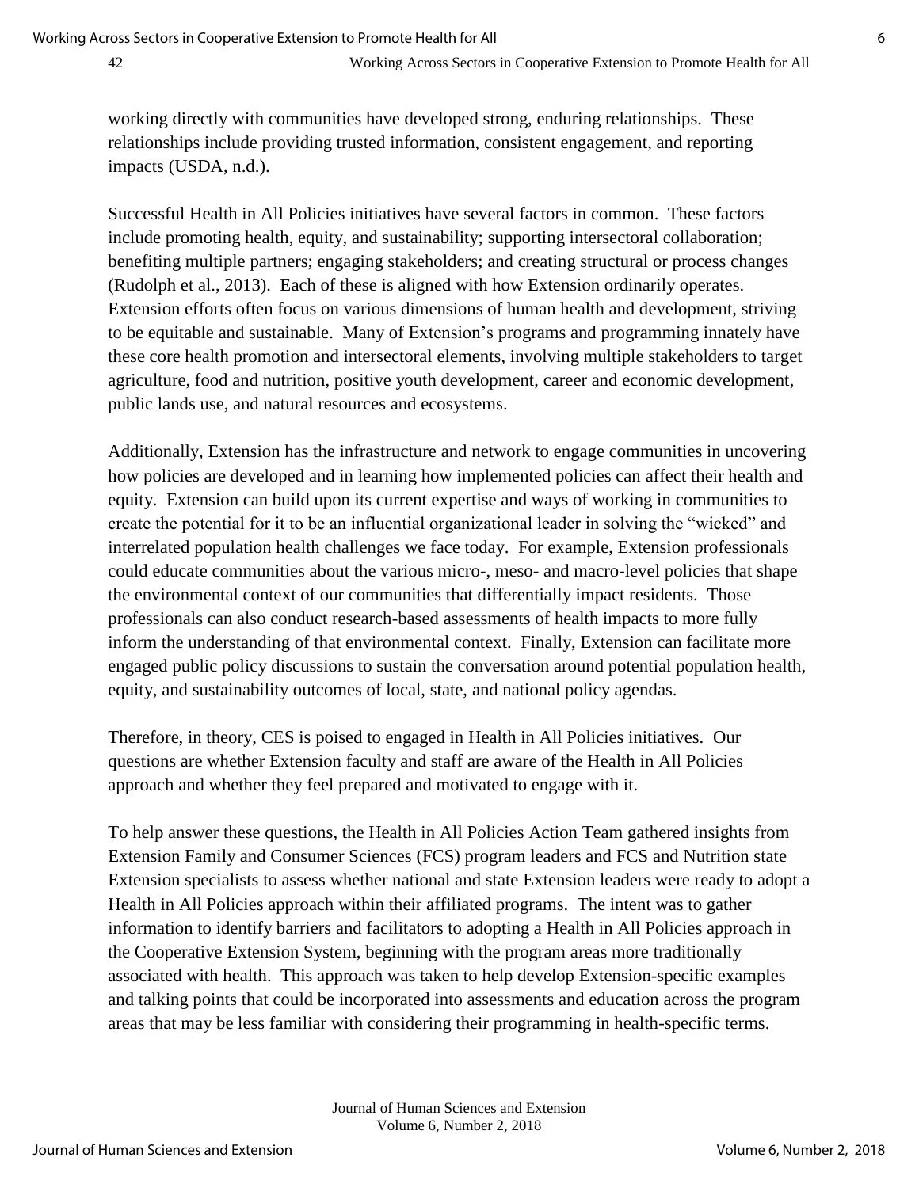working directly with communities have developed strong, enduring relationships. These relationships include providing trusted information, consistent engagement, and reporting impacts (USDA, n.d.).

Successful Health in All Policies initiatives have several factors in common. These factors include promoting health, equity, and sustainability; supporting intersectoral collaboration; benefiting multiple partners; engaging stakeholders; and creating structural or process changes (Rudolph et al., 2013). Each of these is aligned with how Extension ordinarily operates. Extension efforts often focus on various dimensions of human health and development, striving to be equitable and sustainable. Many of Extension's programs and programming innately have these core health promotion and intersectoral elements, involving multiple stakeholders to target agriculture, food and nutrition, positive youth development, career and economic development, public lands use, and natural resources and ecosystems.

Additionally, Extension has the infrastructure and network to engage communities in uncovering how policies are developed and in learning how implemented policies can affect their health and equity. Extension can build upon its current expertise and ways of working in communities to create the potential for it to be an influential organizational leader in solving the "wicked" and interrelated population health challenges we face today. For example, Extension professionals could educate communities about the various micro-, meso- and macro-level policies that shape the environmental context of our communities that differentially impact residents. Those professionals can also conduct research-based assessments of health impacts to more fully inform the understanding of that environmental context. Finally, Extension can facilitate more engaged public policy discussions to sustain the conversation around potential population health, equity, and sustainability outcomes of local, state, and national policy agendas.

Therefore, in theory, CES is poised to engaged in Health in All Policies initiatives. Our questions are whether Extension faculty and staff are aware of the Health in All Policies approach and whether they feel prepared and motivated to engage with it.

To help answer these questions, the Health in All Policies Action Team gathered insights from Extension Family and Consumer Sciences (FCS) program leaders and FCS and Nutrition state Extension specialists to assess whether national and state Extension leaders were ready to adopt a Health in All Policies approach within their affiliated programs. The intent was to gather information to identify barriers and facilitators to adopting a Health in All Policies approach in the Cooperative Extension System, beginning with the program areas more traditionally associated with health. This approach was taken to help develop Extension-specific examples and talking points that could be incorporated into assessments and education across the program areas that may be less familiar with considering their programming in health-specific terms.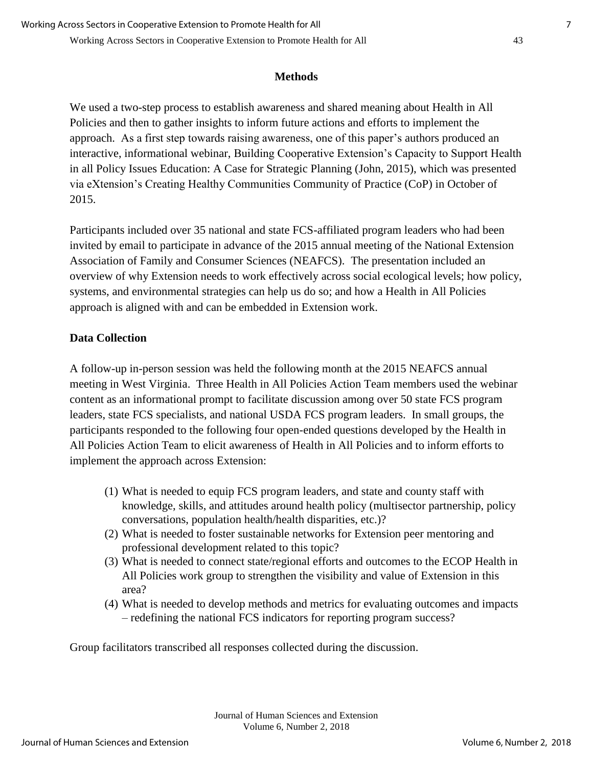## Methods

We used a two-step process to establish awareness and shared meaning about Health in All Policies and then to gather insights to inform future actions and efforts to implement the approach. As a first step towards raising awareness, one of this paper's authors produced an interactive, informational webinar, Building Cooperative Extension's Capacity to Support Health in all Policy Issues Education: A Case for Strategic Planning (John, 2015), which was presented via eXtension's Creating Healthy Communities Community of Practice (CoP) in October of 2015.

Participants included over 35 national and state FCS-affiliated program leaders who had been invited by email to participate in advance of the 2015 annual meeting of the National Extension Association of Family and Consumer Sciences (NEAFCS). The presentation included an overview of why Extension needs to work effectively across social ecological levels; how policy, systems, and environmental strategies can help us do so; and how a Health in All Policies approach is aligned with and can be embedded in Extension work.

### Data Collection

A follow-up in-person session was held the following month at the 2015 NEAFCS annual meeting in West Virginia. Three Health in All Policies Action Team members used the webinar content as an informational prompt to facilitate discussion among over 50 state FCS program leaders, state FCS specialists, and national USDA FCS program leaders. In small groups, the participants responded to the following four open-ended questions developed by the Health in All Policies Action Team to elicit awareness of Health in All Policies and to inform efforts to implement the approach across Extension:

(1) What is needed to equip FCS program leaders, and state and county staff with knowledge, skills, and attitudes around health policy (multisector partnership, policy conversations, population health/health disparities, etc.)?
(2) What is needed to foster sustainable networks for Extension peer mentoring and professional development related to this topic?
(3) What is needed to connect state/regional efforts and outcomes to the ECOP Health in All Policies work group to strengthen the visibility and value of Extension in this area?
(4) What is needed to develop methods and metrics for evaluating outcomes and impacts – redefining the national FCS indicators for reporting program success?

Group facilitators transcribed all responses collected during the discussion.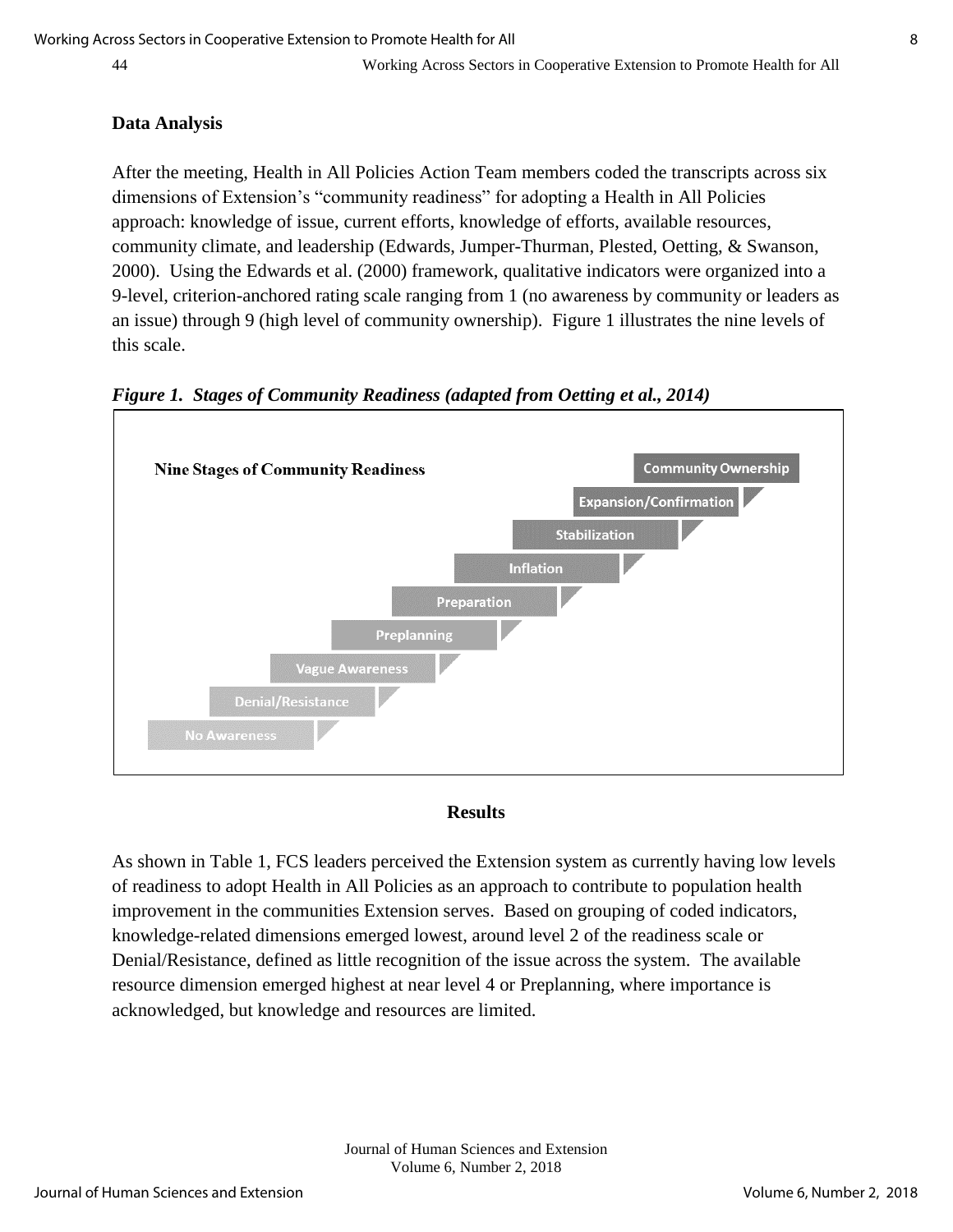## Data Analysis

After the meeting, Health in All Policies Action Team members coded the transcripts across six dimensions of Extension's "community readiness" for adopting a Health in All Policies approach: knowledge of issue, current efforts, knowledge of efforts, available resources, community climate, and leadership (Edwards, Jumper-Thurman, Plested, Oetting, & Swanson, 2000). Using the Edwards et al. (2000) framework, qualitative indicators were organized into a 9-level, criterion-anchored rating scale ranging from 1 (no awareness by community or leaders as an issue) through 9 (high level of community ownership). Figure 1 illustrates the nine levels of this scale.

***Figure 1. Stages of Community Readiness (adapted from Oetting et al., 2014)***

Nine Stages of Community Readiness

- Community Ownership
- Expansion/Confirmation
- Stabilization
- Inflation
- Preparation
- Preplanning
- Vague Awareness
- Denial/Resistance
- No Awareness

## Results

As shown in Table 1, FCS leaders perceived the Extension system as currently having low levels of readiness to adopt Health in All Policies as an approach to contribute to population health improvement in the communities Extension serves. Based on grouping of coded indicators, knowledge-related dimensions emerged lowest, around level 2 of the readiness scale or Denial/Resistance, defined as little recognition of the issue across the system. The available resource dimension emerged highest at near level 4 or Preplanning, where importance is acknowledged, but knowledge and resources are limited.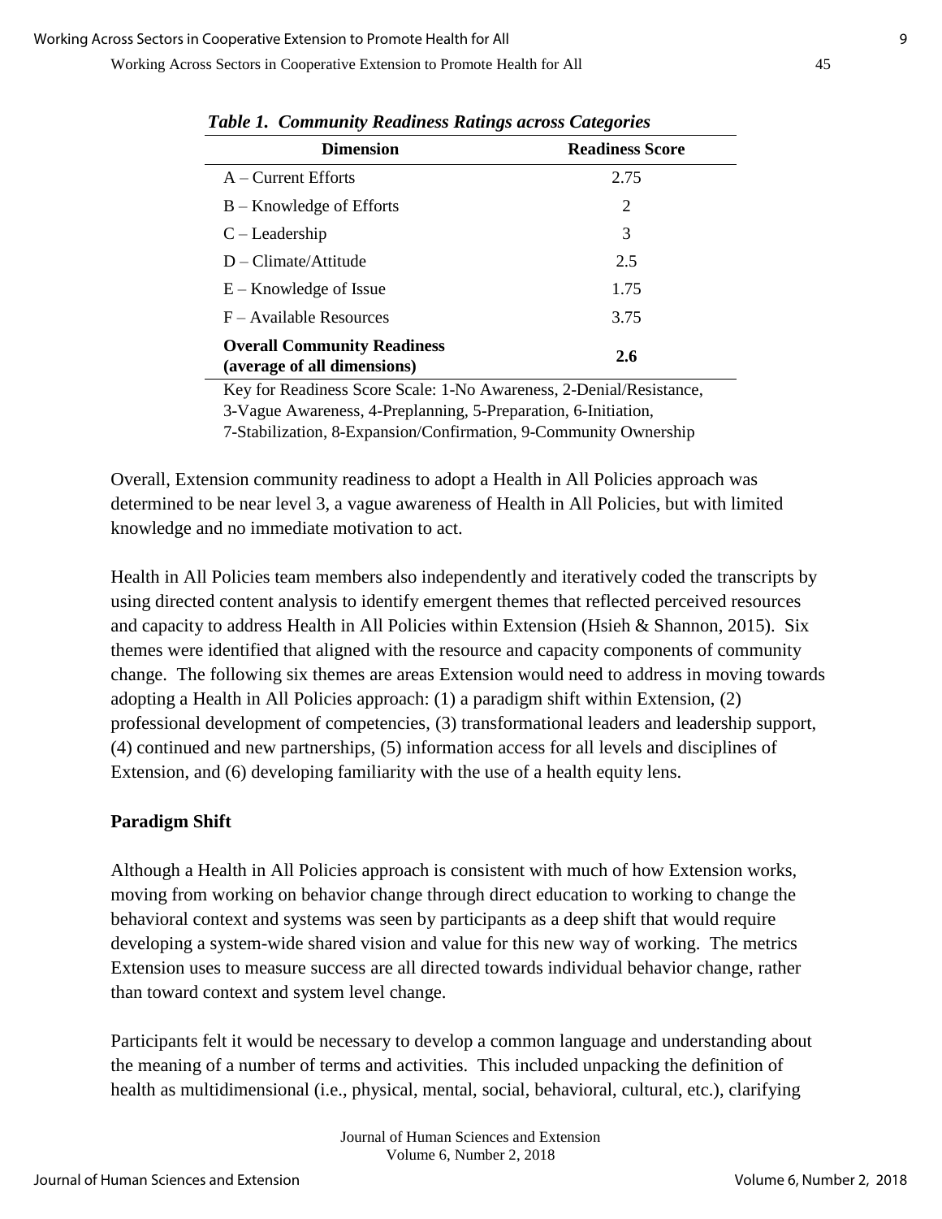*Table 1. Community Readiness Ratings across Categories*

| Dimension | Readiness Score |
|---|---|
| A – Current Efforts | 2.75 |
| B – Knowledge of Efforts | 2 |
| C – Leadership | 3 |
| D – Climate/Attitude | 2.5 |
| E – Knowledge of Issue | 1.75 |
| F – Available Resources | 3.75 |
| **Overall Community Readiness (average of all dimensions)** | **2.6** |

Key for Readiness Score Scale: 1-No Awareness, 2-Denial/Resistance, 3-Vague Awareness, 4-Preplanning, 5-Preparation, 6-Initiation, 7-Stabilization, 8-Expansion/Confirmation, 9-Community Ownership

Overall, Extension community readiness to adopt a Health in All Policies approach was determined to be near level 3, a vague awareness of Health in All Policies, but with limited knowledge and no immediate motivation to act.

Health in All Policies team members also independently and iteratively coded the transcripts by using directed content analysis to identify emergent themes that reflected perceived resources and capacity to address Health in All Policies within Extension (Hsieh & Shannon, 2015). Six themes were identified that aligned with the resource and capacity components of community change. The following six themes are areas Extension would need to address in moving towards adopting a Health in All Policies approach: (1) a paradigm shift within Extension, (2) professional development of competencies, (3) transformational leaders and leadership support, (4) continued and new partnerships, (5) information access for all levels and disciplines of Extension, and (6) developing familiarity with the use of a health equity lens.

## Paradigm Shift

Although a Health in All Policies approach is consistent with much of how Extension works, moving from working on behavior change through direct education to working to change the behavioral context and systems was seen by participants as a deep shift that would require developing a system-wide shared vision and value for this new way of working. The metrics Extension uses to measure success are all directed towards individual behavior change, rather than toward context and system level change.

Participants felt it would be necessary to develop a common language and understanding about the meaning of a number of terms and activities. This included unpacking the definition of health as multidimensional (i.e., physical, mental, social, behavioral, cultural, etc.), clarifying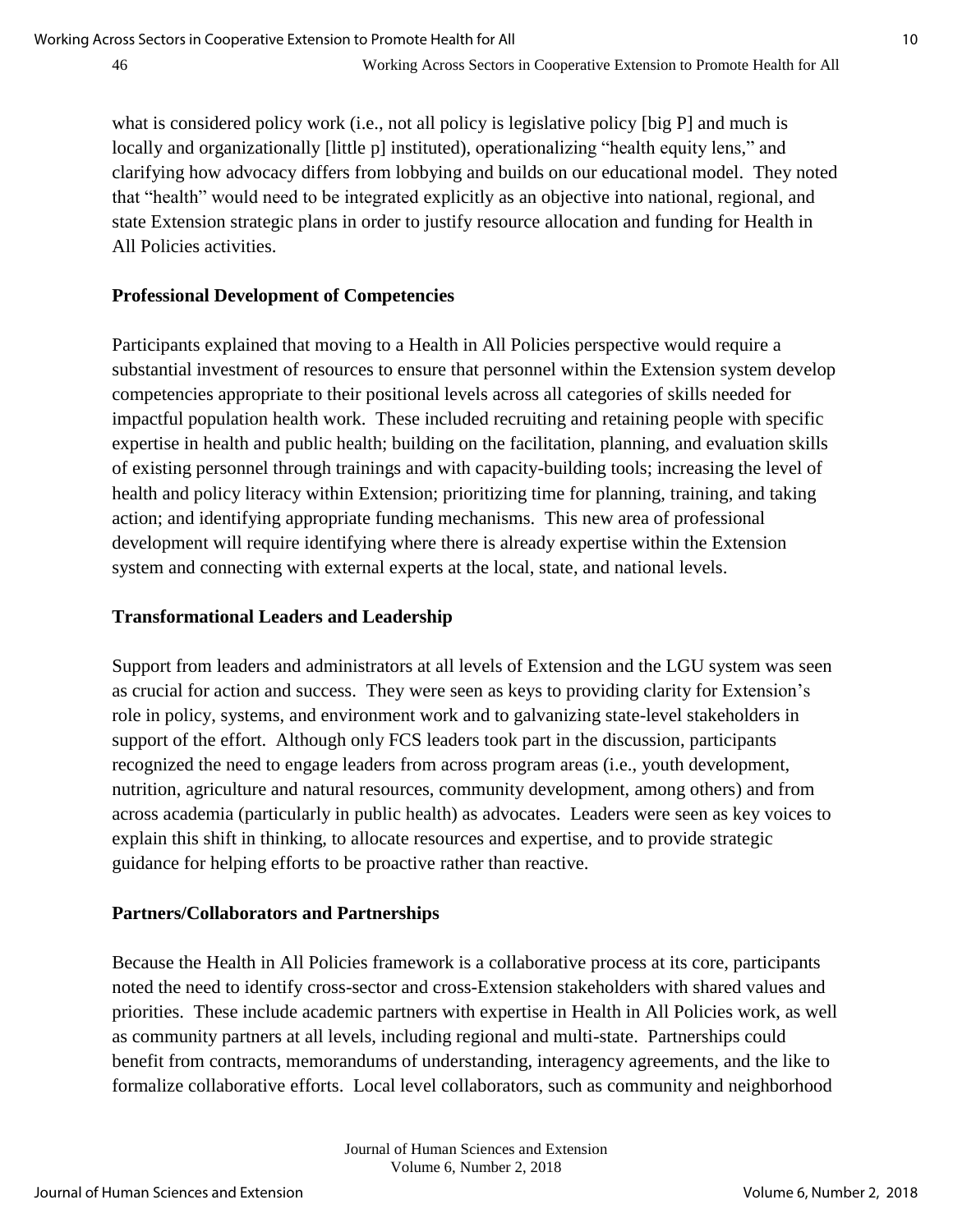what is considered policy work (i.e., not all policy is legislative policy [big P] and much is locally and organizationally [little p] instituted), operationalizing "health equity lens," and clarifying how advocacy differs from lobbying and builds on our educational model. They noted that "health" would need to be integrated explicitly as an objective into national, regional, and state Extension strategic plans in order to justify resource allocation and funding for Health in All Policies activities.

### Professional Development of Competencies

Participants explained that moving to a Health in All Policies perspective would require a substantial investment of resources to ensure that personnel within the Extension system develop competencies appropriate to their positional levels across all categories of skills needed for impactful population health work. These included recruiting and retaining people with specific expertise in health and public health; building on the facilitation, planning, and evaluation skills of existing personnel through trainings and with capacity-building tools; increasing the level of health and policy literacy within Extension; prioritizing time for planning, training, and taking action; and identifying appropriate funding mechanisms. This new area of professional development will require identifying where there is already expertise within the Extension system and connecting with external experts at the local, state, and national levels.

### Transformational Leaders and Leadership

Support from leaders and administrators at all levels of Extension and the LGU system was seen as crucial for action and success. They were seen as keys to providing clarity for Extension's role in policy, systems, and environment work and to galvanizing state-level stakeholders in support of the effort. Although only FCS leaders took part in the discussion, participants recognized the need to engage leaders from across program areas (i.e., youth development, nutrition, agriculture and natural resources, community development, among others) and from across academia (particularly in public health) as advocates. Leaders were seen as key voices to explain this shift in thinking, to allocate resources and expertise, and to provide strategic guidance for helping efforts to be proactive rather than reactive.

### Partners/Collaborators and Partnerships

Because the Health in All Policies framework is a collaborative process at its core, participants noted the need to identify cross-sector and cross-Extension stakeholders with shared values and priorities. These include academic partners with expertise in Health in All Policies work, as well as community partners at all levels, including regional and multi-state. Partnerships could benefit from contracts, memorandums of understanding, interagency agreements, and the like to formalize collaborative efforts. Local level collaborators, such as community and neighborhood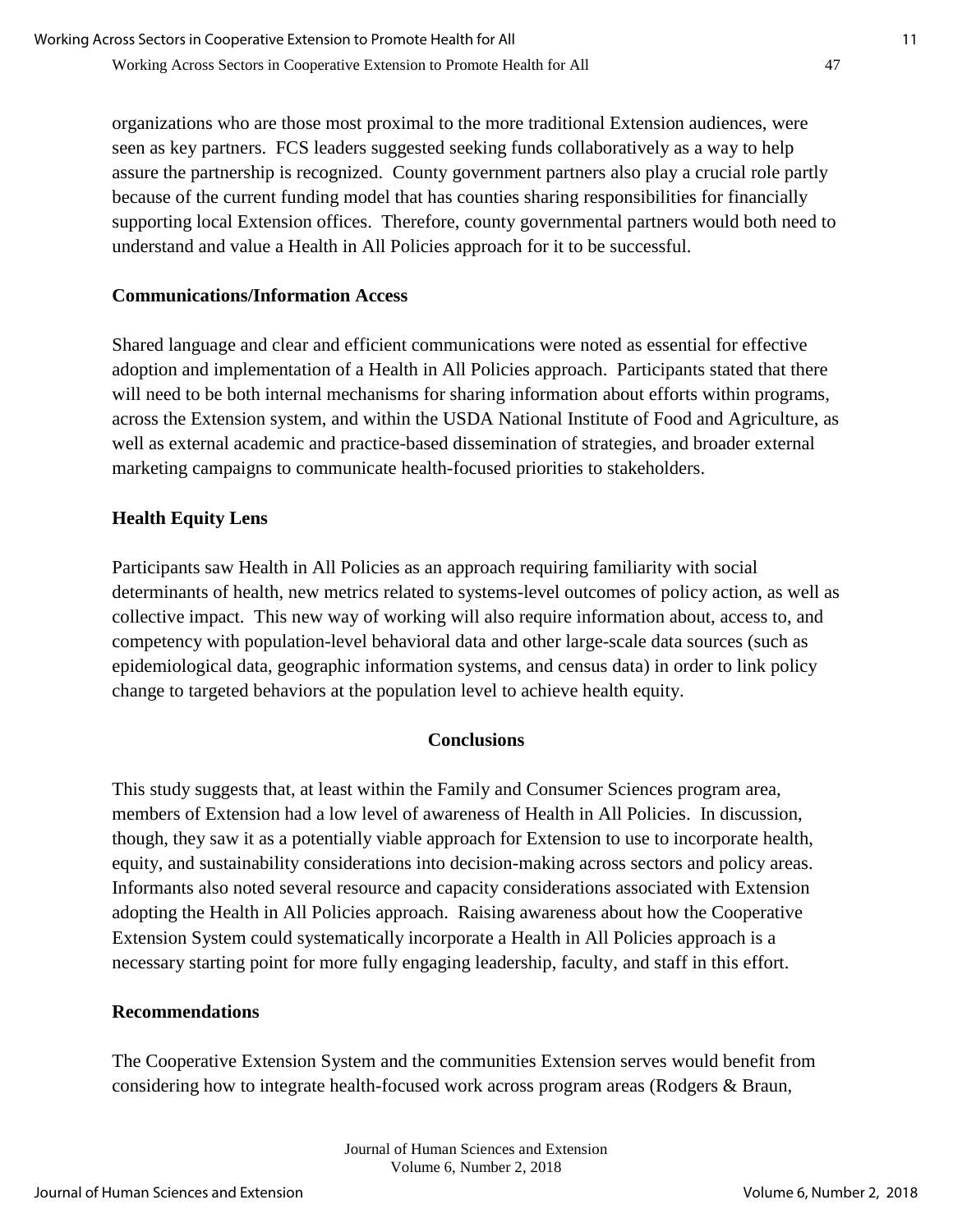organizations who are those most proximal to the more traditional Extension audiences, were seen as key partners. FCS leaders suggested seeking funds collaboratively as a way to help assure the partnership is recognized. County government partners also play a crucial role partly because of the current funding model that has counties sharing responsibilities for financially supporting local Extension offices. Therefore, county governmental partners would both need to understand and value a Health in All Policies approach for it to be successful.

### Communications/Information Access

Shared language and clear and efficient communications were noted as essential for effective adoption and implementation of a Health in All Policies approach. Participants stated that there will need to be both internal mechanisms for sharing information about efforts within programs, across the Extension system, and within the USDA National Institute of Food and Agriculture, as well as external academic and practice-based dissemination of strategies, and broader external marketing campaigns to communicate health-focused priorities to stakeholders.

### Health Equity Lens

Participants saw Health in All Policies as an approach requiring familiarity with social determinants of health, new metrics related to systems-level outcomes of policy action, as well as collective impact. This new way of working will also require information about, access to, and competency with population-level behavioral data and other large-scale data sources (such as epidemiological data, geographic information systems, and census data) in order to link policy change to targeted behaviors at the population level to achieve health equity.

## Conclusions

This study suggests that, at least within the Family and Consumer Sciences program area, members of Extension had a low level of awareness of Health in All Policies. In discussion, though, they saw it as a potentially viable approach for Extension to use to incorporate health, equity, and sustainability considerations into decision-making across sectors and policy areas. Informants also noted several resource and capacity considerations associated with Extension adopting the Health in All Policies approach. Raising awareness about how the Cooperative Extension System could systematically incorporate a Health in All Policies approach is a necessary starting point for more fully engaging leadership, faculty, and staff in this effort.

### Recommendations

The Cooperative Extension System and the communities Extension serves would benefit from considering how to integrate health-focused work across program areas (Rodgers & Braun,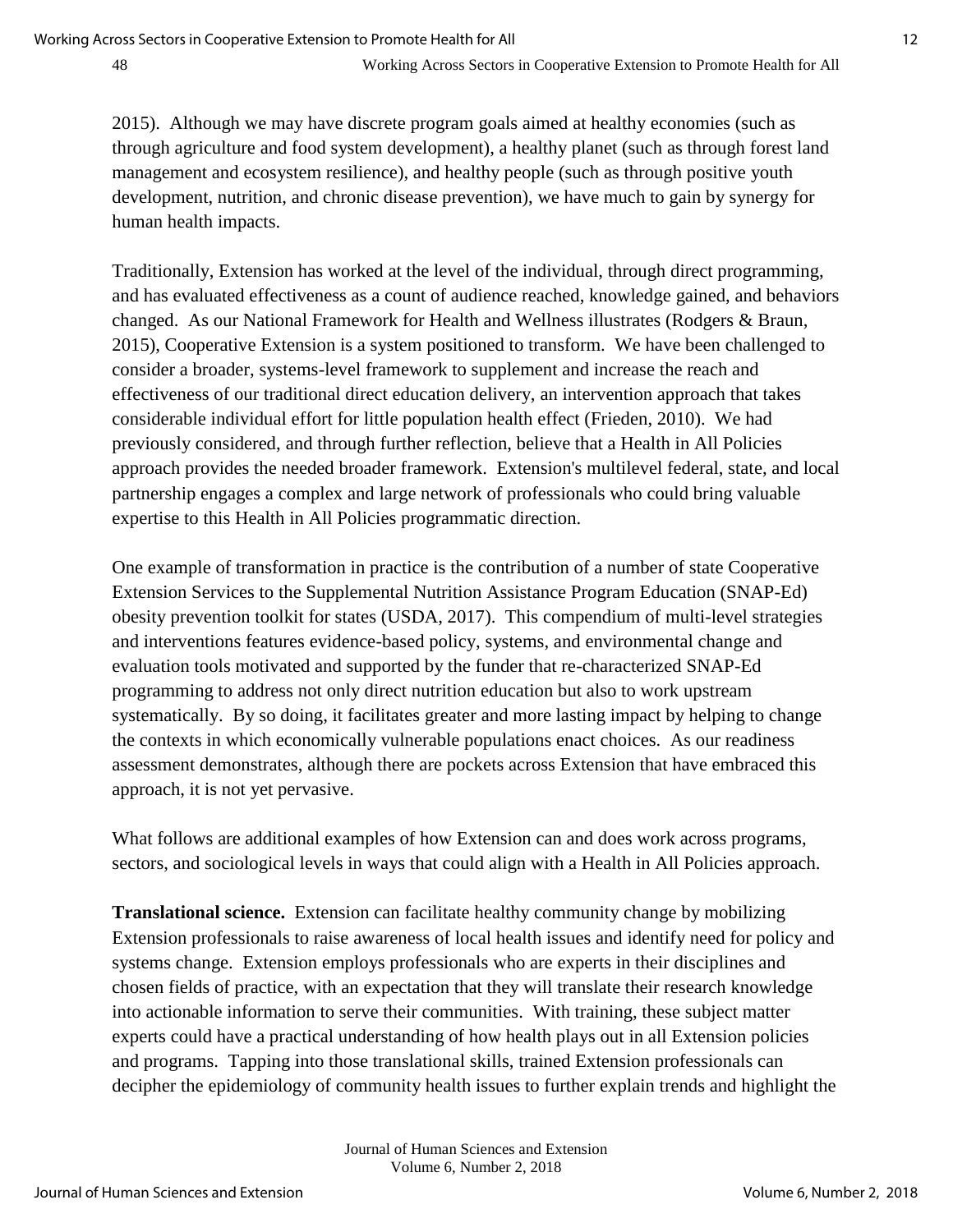2015). Although we may have discrete program goals aimed at healthy economies (such as through agriculture and food system development), a healthy planet (such as through forest land management and ecosystem resilience), and healthy people (such as through positive youth development, nutrition, and chronic disease prevention), we have much to gain by synergy for human health impacts.

Traditionally, Extension has worked at the level of the individual, through direct programming, and has evaluated effectiveness as a count of audience reached, knowledge gained, and behaviors changed. As our National Framework for Health and Wellness illustrates (Rodgers & Braun, 2015), Cooperative Extension is a system positioned to transform. We have been challenged to consider a broader, systems-level framework to supplement and increase the reach and effectiveness of our traditional direct education delivery, an intervention approach that takes considerable individual effort for little population health effect (Frieden, 2010). We had previously considered, and through further reflection, believe that a Health in All Policies approach provides the needed broader framework. Extension's multilevel federal, state, and local partnership engages a complex and large network of professionals who could bring valuable expertise to this Health in All Policies programmatic direction.

One example of transformation in practice is the contribution of a number of state Cooperative Extension Services to the Supplemental Nutrition Assistance Program Education (SNAP-Ed) obesity prevention toolkit for states (USDA, 2017). This compendium of multi-level strategies and interventions features evidence-based policy, systems, and environmental change and evaluation tools motivated and supported by the funder that re-characterized SNAP-Ed programming to address not only direct nutrition education but also to work upstream systematically. By so doing, it facilitates greater and more lasting impact by helping to change the contexts in which economically vulnerable populations enact choices. As our readiness assessment demonstrates, although there are pockets across Extension that have embraced this approach, it is not yet pervasive.

What follows are additional examples of how Extension can and does work across programs, sectors, and sociological levels in ways that could align with a Health in All Policies approach.

**Translational science.** Extension can facilitate healthy community change by mobilizing Extension professionals to raise awareness of local health issues and identify need for policy and systems change. Extension employs professionals who are experts in their disciplines and chosen fields of practice, with an expectation that they will translate their research knowledge into actionable information to serve their communities. With training, these subject matter experts could have a practical understanding of how health plays out in all Extension policies and programs. Tapping into those translational skills, trained Extension professionals can decipher the epidemiology of community health issues to further explain trends and highlight the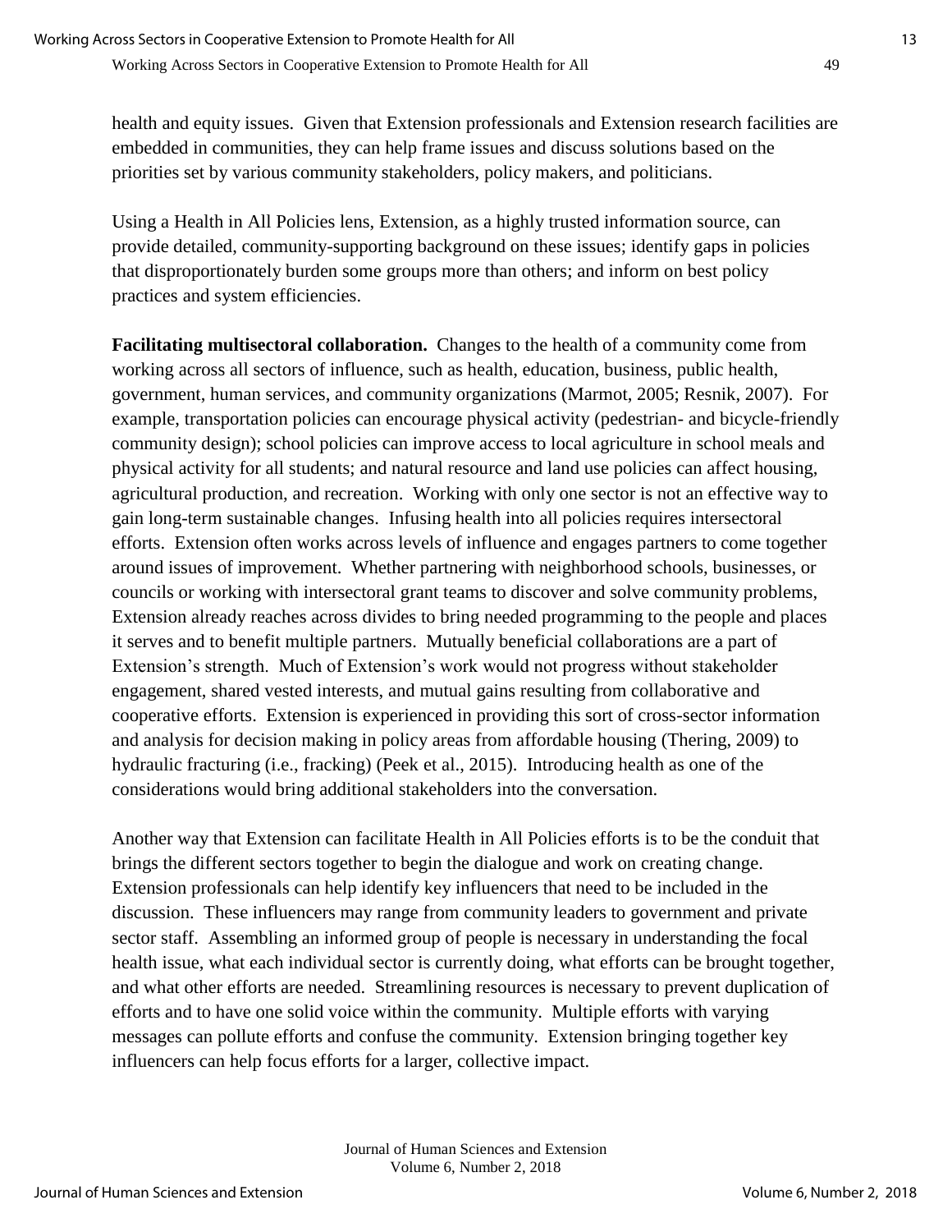health and equity issues. Given that Extension professionals and Extension research facilities are embedded in communities, they can help frame issues and discuss solutions based on the priorities set by various community stakeholders, policy makers, and politicians.

Using a Health in All Policies lens, Extension, as a highly trusted information source, can provide detailed, community-supporting background on these issues; identify gaps in policies that disproportionately burden some groups more than others; and inform on best policy practices and system efficiencies.

**Facilitating multisectoral collaboration.** Changes to the health of a community come from working across all sectors of influence, such as health, education, business, public health, government, human services, and community organizations (Marmot, 2005; Resnik, 2007). For example, transportation policies can encourage physical activity (pedestrian- and bicycle-friendly community design); school policies can improve access to local agriculture in school meals and physical activity for all students; and natural resource and land use policies can affect housing, agricultural production, and recreation. Working with only one sector is not an effective way to gain long-term sustainable changes. Infusing health into all policies requires intersectoral efforts. Extension often works across levels of influence and engages partners to come together around issues of improvement. Whether partnering with neighborhood schools, businesses, or councils or working with intersectoral grant teams to discover and solve community problems, Extension already reaches across divides to bring needed programming to the people and places it serves and to benefit multiple partners. Mutually beneficial collaborations are a part of Extension's strength. Much of Extension's work would not progress without stakeholder engagement, shared vested interests, and mutual gains resulting from collaborative and cooperative efforts. Extension is experienced in providing this sort of cross-sector information and analysis for decision making in policy areas from affordable housing (Thering, 2009) to hydraulic fracturing (i.e., fracking) (Peek et al., 2015). Introducing health as one of the considerations would bring additional stakeholders into the conversation.

Another way that Extension can facilitate Health in All Policies efforts is to be the conduit that brings the different sectors together to begin the dialogue and work on creating change. Extension professionals can help identify key influencers that need to be included in the discussion. These influencers may range from community leaders to government and private sector staff. Assembling an informed group of people is necessary in understanding the focal health issue, what each individual sector is currently doing, what efforts can be brought together, and what other efforts are needed. Streamlining resources is necessary to prevent duplication of efforts and to have one solid voice within the community. Multiple efforts with varying messages can pollute efforts and confuse the community. Extension bringing together key influencers can help focus efforts for a larger, collective impact.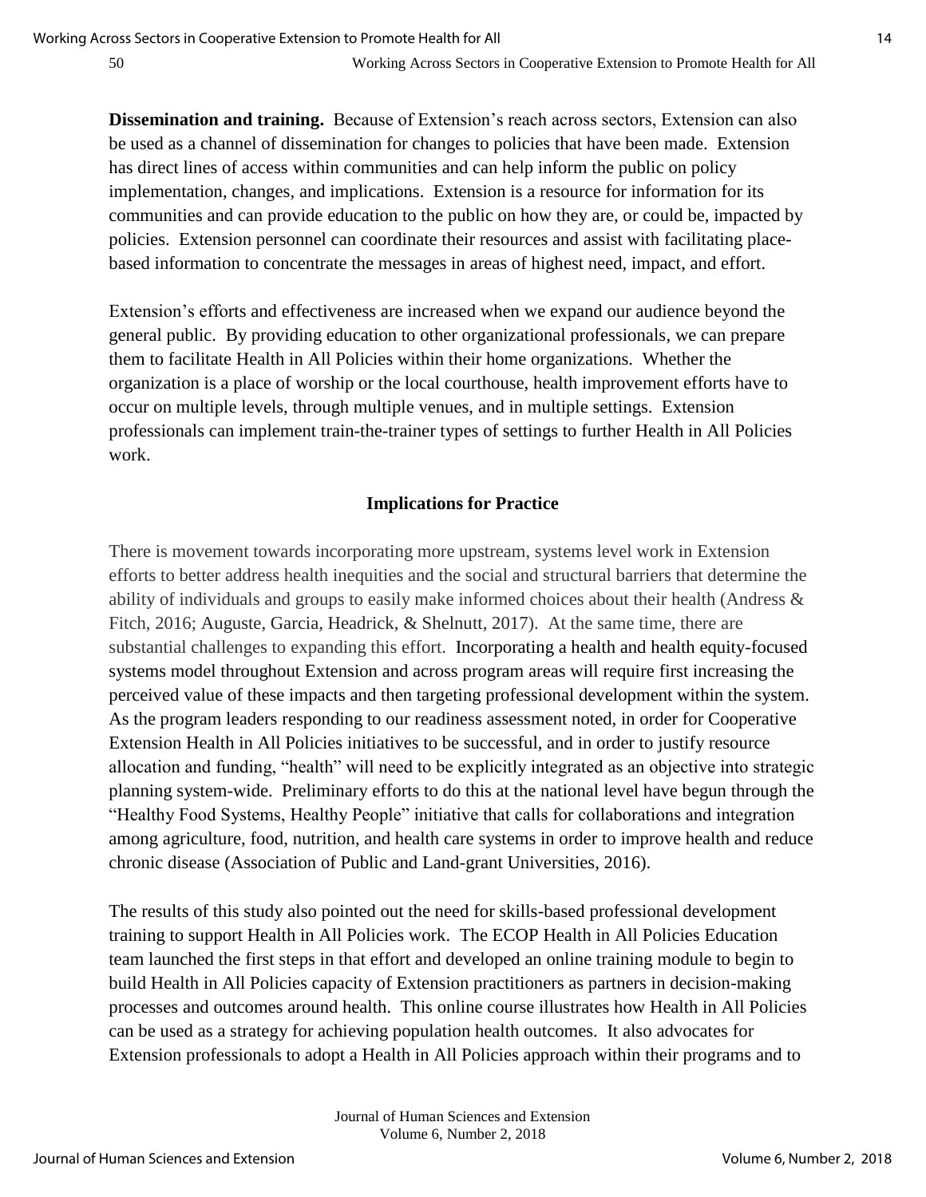**Dissemination and training.** Because of Extension's reach across sectors, Extension can also be used as a channel of dissemination for changes to policies that have been made. Extension has direct lines of access within communities and can help inform the public on policy implementation, changes, and implications. Extension is a resource for information for its communities and can provide education to the public on how they are, or could be, impacted by policies. Extension personnel can coordinate their resources and assist with facilitating place-based information to concentrate the messages in areas of highest need, impact, and effort.

Extension's efforts and effectiveness are increased when we expand our audience beyond the general public. By providing education to other organizational professionals, we can prepare them to facilitate Health in All Policies within their home organizations. Whether the organization is a place of worship or the local courthouse, health improvement efforts have to occur on multiple levels, through multiple venues, and in multiple settings. Extension professionals can implement train-the-trainer types of settings to further Health in All Policies work.

## Implications for Practice

There is movement towards incorporating more upstream, systems level work in Extension efforts to better address health inequities and the social and structural barriers that determine the ability of individuals and groups to easily make informed choices about their health (Andress & Fitch, 2016; Auguste, Garcia, Headrick, & Shelnutt, 2017). At the same time, there are substantial challenges to expanding this effort. Incorporating a health and health equity-focused systems model throughout Extension and across program areas will require first increasing the perceived value of these impacts and then targeting professional development within the system. As the program leaders responding to our readiness assessment noted, in order for Cooperative Extension Health in All Policies initiatives to be successful, and in order to justify resource allocation and funding, "health" will need to be explicitly integrated as an objective into strategic planning system-wide. Preliminary efforts to do this at the national level have begun through the "Healthy Food Systems, Healthy People" initiative that calls for collaborations and integration among agriculture, food, nutrition, and health care systems in order to improve health and reduce chronic disease (Association of Public and Land-grant Universities, 2016).

The results of this study also pointed out the need for skills-based professional development training to support Health in All Policies work. The ECOP Health in All Policies Education team launched the first steps in that effort and developed an online training module to begin to build Health in All Policies capacity of Extension practitioners as partners in decision-making processes and outcomes around health. This online course illustrates how Health in All Policies can be used as a strategy for achieving population health outcomes. It also advocates for Extension professionals to adopt a Health in All Policies approach within their programs and to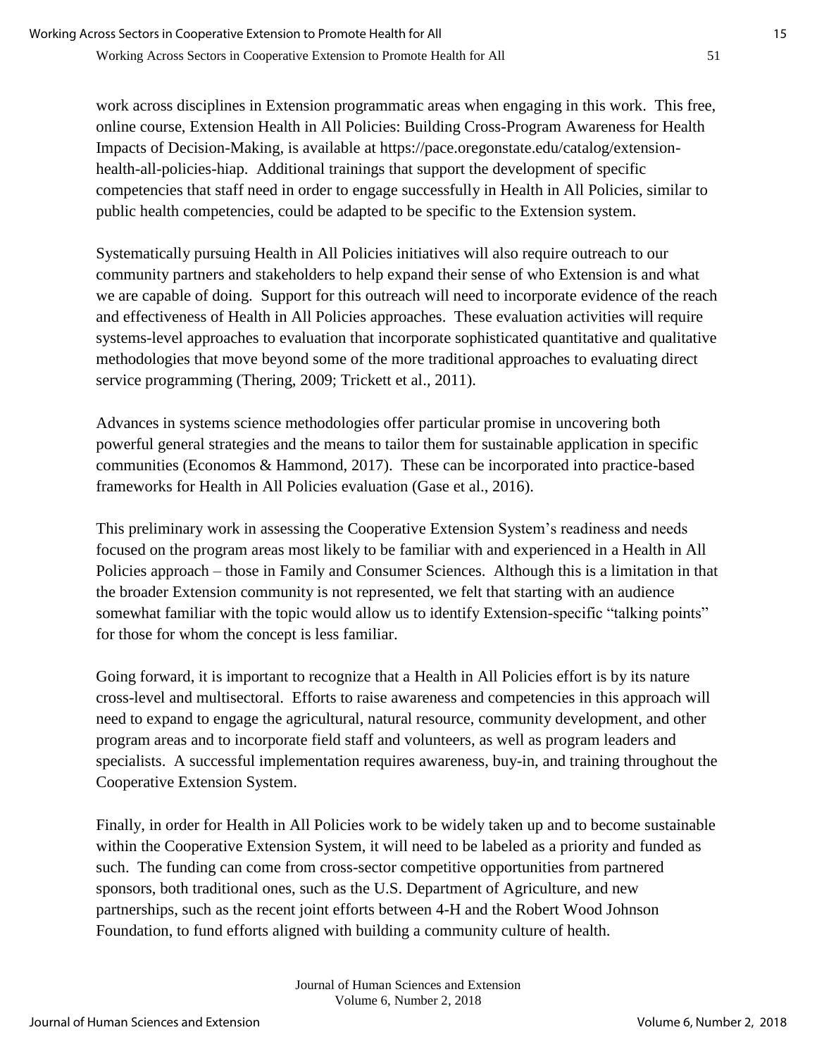work across disciplines in Extension programmatic areas when engaging in this work. This free, online course, Extension Health in All Policies: Building Cross-Program Awareness for Health Impacts of Decision-Making, is available at https://pace.oregonstate.edu/catalog/extension-health-all-policies-hiap. Additional trainings that support the development of specific competencies that staff need in order to engage successfully in Health in All Policies, similar to public health competencies, could be adapted to be specific to the Extension system.

Systematically pursuing Health in All Policies initiatives will also require outreach to our community partners and stakeholders to help expand their sense of who Extension is and what we are capable of doing. Support for this outreach will need to incorporate evidence of the reach and effectiveness of Health in All Policies approaches. These evaluation activities will require systems-level approaches to evaluation that incorporate sophisticated quantitative and qualitative methodologies that move beyond some of the more traditional approaches to evaluating direct service programming (Thering, 2009; Trickett et al., 2011).

Advances in systems science methodologies offer particular promise in uncovering both powerful general strategies and the means to tailor them for sustainable application in specific communities (Economos & Hammond, 2017). These can be incorporated into practice-based frameworks for Health in All Policies evaluation (Gase et al., 2016).

This preliminary work in assessing the Cooperative Extension System's readiness and needs focused on the program areas most likely to be familiar with and experienced in a Health in All Policies approach – those in Family and Consumer Sciences. Although this is a limitation in that the broader Extension community is not represented, we felt that starting with an audience somewhat familiar with the topic would allow us to identify Extension-specific "talking points" for those for whom the concept is less familiar.

Going forward, it is important to recognize that a Health in All Policies effort is by its nature cross-level and multisectoral. Efforts to raise awareness and competencies in this approach will need to expand to engage the agricultural, natural resource, community development, and other program areas and to incorporate field staff and volunteers, as well as program leaders and specialists. A successful implementation requires awareness, buy-in, and training throughout the Cooperative Extension System.

Finally, in order for Health in All Policies work to be widely taken up and to become sustainable within the Cooperative Extension System, it will need to be labeled as a priority and funded as such. The funding can come from cross-sector competitive opportunities from partnered sponsors, both traditional ones, such as the U.S. Department of Agriculture, and new partnerships, such as the recent joint efforts between 4-H and the Robert Wood Johnson Foundation, to fund efforts aligned with building a community culture of health.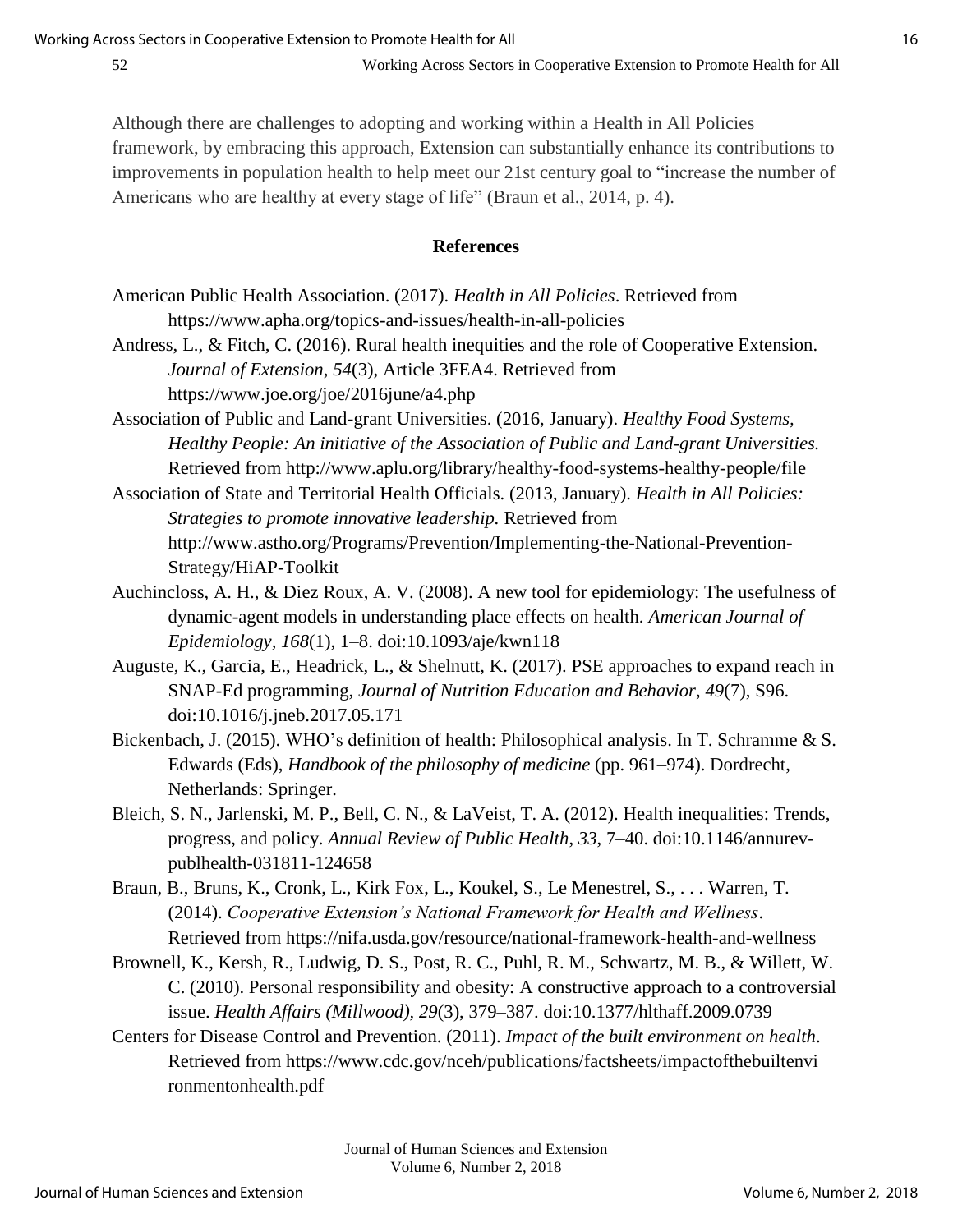Although there are challenges to adopting and working within a Health in All Policies framework, by embracing this approach, Extension can substantially enhance its contributions to improvements in population health to help meet our 21st century goal to "increase the number of Americans who are healthy at every stage of life" (Braun et al., 2014, p. 4).

## References

American Public Health Association. (2017). *Health in All Policies*. Retrieved from https://www.apha.org/topics-and-issues/health-in-all-policies

Andress, L., & Fitch, C. (2016). Rural health inequities and the role of Cooperative Extension. *Journal of Extension*, *54*(3), Article 3FEA4. Retrieved from https://www.joe.org/joe/2016june/a4.php

Association of Public and Land-grant Universities. (2016, January). *Healthy Food Systems, Healthy People: An initiative of the Association of Public and Land-grant Universities.* Retrieved from http://www.aplu.org/library/healthy-food-systems-healthy-people/file

Association of State and Territorial Health Officials. (2013, January). *Health in All Policies: Strategies to promote innovative leadership.* Retrieved from http://www.astho.org/Programs/Prevention/Implementing-the-National-Prevention-Strategy/HiAP-Toolkit

Auchincloss, A. H., & Diez Roux, A. V. (2008). A new tool for epidemiology: The usefulness of dynamic-agent models in understanding place effects on health. *American Journal of Epidemiology*, *168*(1), 1–8. doi:10.1093/aje/kwn118

Auguste, K., Garcia, E., Headrick, L., & Shelnutt, K. (2017). PSE approaches to expand reach in SNAP-Ed programming, *Journal of Nutrition Education and Behavior*, *49*(7), S96. doi:10.1016/j.jneb.2017.05.171

Bickenbach, J. (2015). WHO's definition of health: Philosophical analysis. In T. Schramme & S. Edwards (Eds), *Handbook of the philosophy of medicine* (pp. 961–974). Dordrecht, Netherlands: Springer.

Bleich, S. N., Jarlenski, M. P., Bell, C. N., & LaVeist, T. A. (2012). Health inequalities: Trends, progress, and policy. *Annual Review of Public Health*, *33*, 7–40. doi:10.1146/annurev-publhealth-031811-124658

Braun, B., Bruns, K., Cronk, L., Kirk Fox, L., Koukel, S., Le Menestrel, S., . . . Warren, T. (2014). *Cooperative Extension's National Framework for Health and Wellness*. Retrieved from https://nifa.usda.gov/resource/national-framework-health-and-wellness

Brownell, K., Kersh, R., Ludwig, D. S., Post, R. C., Puhl, R. M., Schwartz, M. B., & Willett, W. C. (2010). Personal responsibility and obesity: A constructive approach to a controversial issue. *Health Affairs (Millwood)*, *29*(3), 379–387. doi:10.1377/hlthaff.2009.0739

Centers for Disease Control and Prevention. (2011). *Impact of the built environment on health*. Retrieved from https://www.cdc.gov/nceh/publications/factsheets/impactofthebuiltenvironmentonhealth.pdf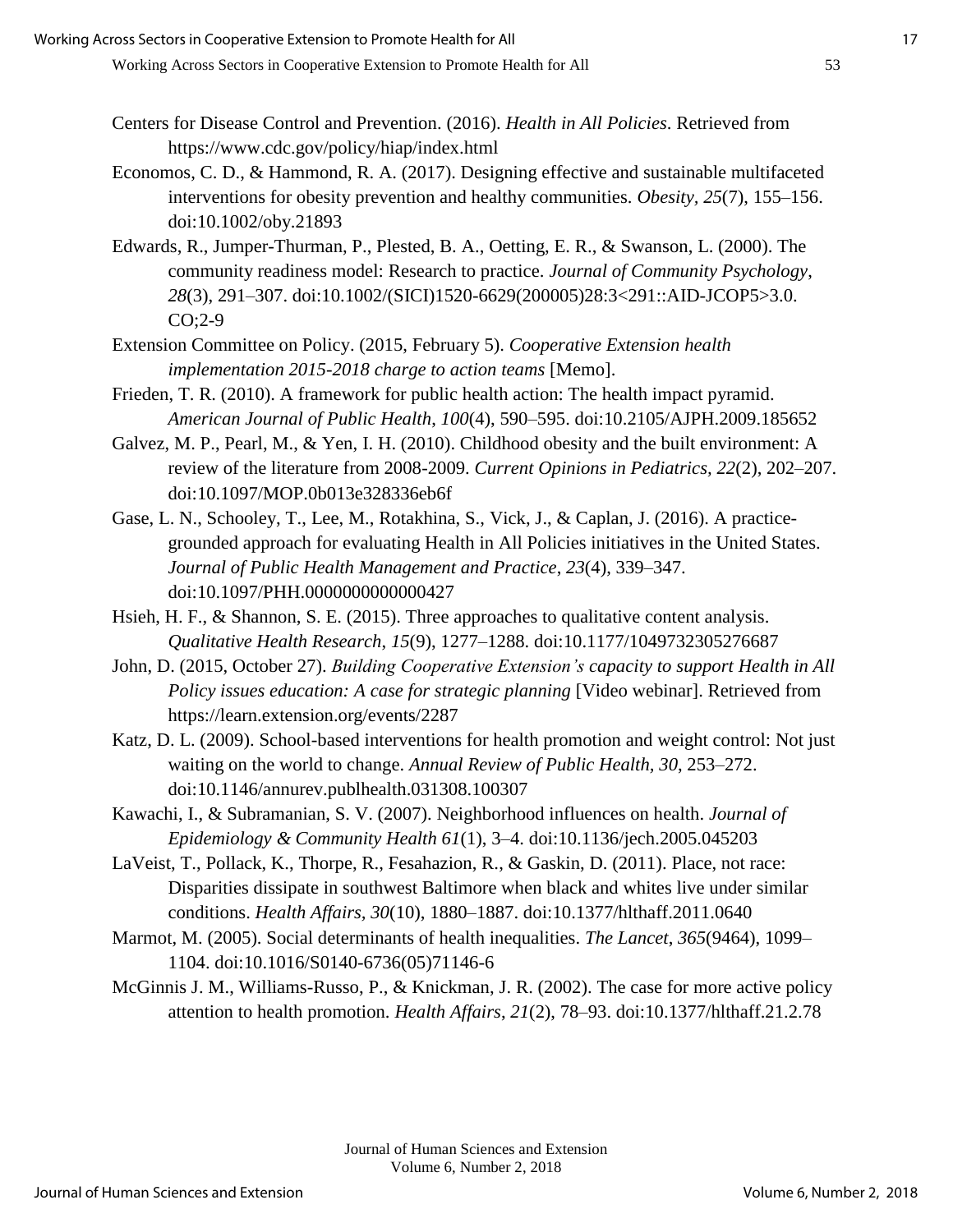Centers for Disease Control and Prevention. (2016). *Health in All Policies*. Retrieved from https://www.cdc.gov/policy/hiap/index.html

Economos, C. D., & Hammond, R. A. (2017). Designing effective and sustainable multifaceted interventions for obesity prevention and healthy communities. *Obesity, 25*(7), 155–156. doi:10.1002/oby.21893

Edwards, R., Jumper-Thurman, P., Plested, B. A., Oetting, E. R., & Swanson, L. (2000). The community readiness model: Research to practice. *Journal of Community Psychology*, *28*(3), 291–307. doi:10.1002/(SICI)1520-6629(200005)28:3<291::AID-JCOP5>3.0.CO;2-9

Extension Committee on Policy. (2015, February 5). *Cooperative Extension health implementation 2015-2018 charge to action teams* [Memo].

Frieden, T. R. (2010). A framework for public health action: The health impact pyramid. *American Journal of Public Health*, *100*(4), 590–595. doi:10.2105/AJPH.2009.185652

Galvez, M. P., Pearl, M., & Yen, I. H. (2010). Childhood obesity and the built environment: A review of the literature from 2008-2009. *Current Opinions in Pediatrics, 22*(2), 202–207. doi:10.1097/MOP.0b013e328336eb6f

Gase, L. N., Schooley, T., Lee, M., Rotakhina, S., Vick, J., & Caplan, J. (2016). A practice-grounded approach for evaluating Health in All Policies initiatives in the United States. *Journal of Public Health Management and Practice*, *23*(4), 339–347. doi:10.1097/PHH.0000000000000427

Hsieh, H. F., & Shannon, S. E. (2015). Three approaches to qualitative content analysis. *Qualitative Health Research*, *15*(9), 1277–1288. doi:10.1177/1049732305276687

John, D. (2015, October 27). *Building Cooperative Extension's capacity to support Health in All Policy issues education: A case for strategic planning* [Video webinar]. Retrieved from https://learn.extension.org/events/2287

Katz, D. L. (2009). School-based interventions for health promotion and weight control: Not just waiting on the world to change. *Annual Review of Public Health, 30*, 253–272. doi:10.1146/annurev.publhealth.031308.100307

Kawachi, I., & Subramanian, S. V. (2007). Neighborhood influences on health. *Journal of Epidemiology & Community Health 61*(1), 3–4. doi:10.1136/jech.2005.045203

LaVeist, T., Pollack, K., Thorpe, R., Fesahazion, R., & Gaskin, D. (2011). Place, not race: Disparities dissipate in southwest Baltimore when black and whites live under similar conditions. *Health Affairs*, *30*(10), 1880–1887. doi:10.1377/hlthaff.2011.0640

Marmot, M. (2005). Social determinants of health inequalities. *The Lancet, 365*(9464), 1099–1104. doi:10.1016/S0140-6736(05)71146-6

McGinnis J. M., Williams-Russo, P., & Knickman, J. R. (2002). The case for more active policy attention to health promotion. *Health Affairs*, *21*(2), 78–93. doi:10.1377/hlthaff.21.2.78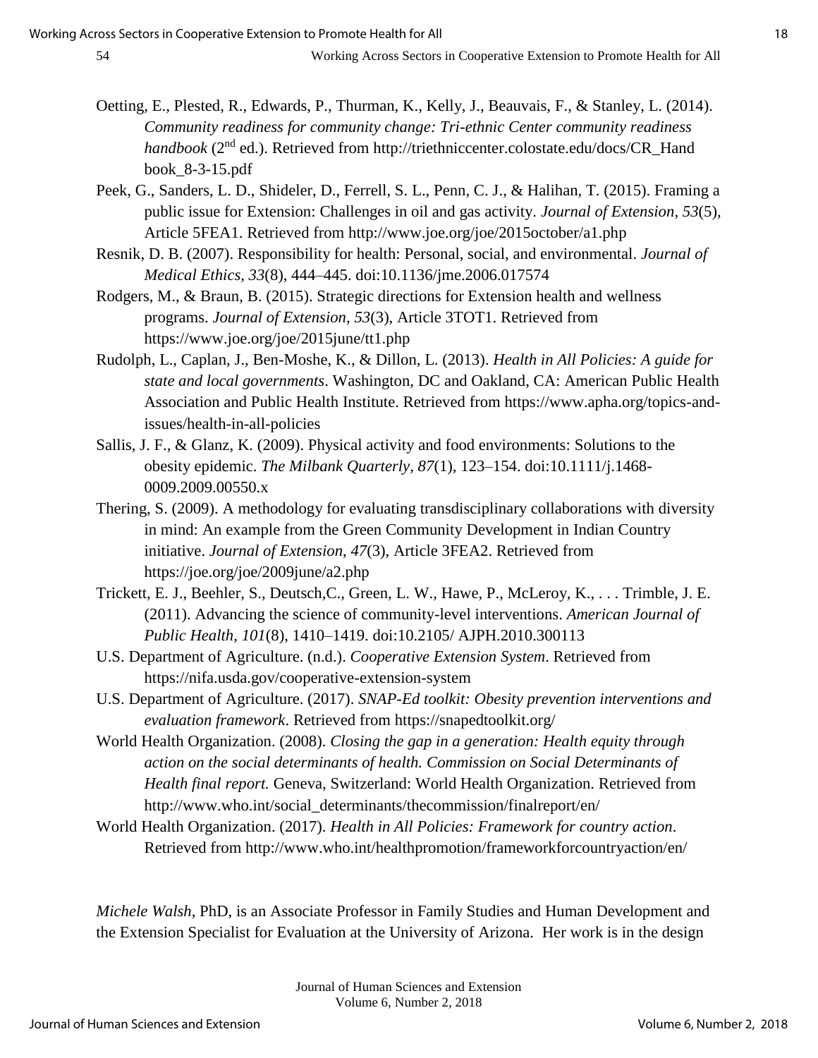Oetting, E., Plested, R., Edwards, P., Thurman, K., Kelly, J., Beauvais, F., & Stanley, L. (2014). *Community readiness for community change: Tri-ethnic Center community readiness handbook* (2nd ed.). Retrieved from http://triethniccenter.colostate.edu/docs/CR_Handbook_8-3-15.pdf

Peek, G., Sanders, L. D., Shideler, D., Ferrell, S. L., Penn, C. J., & Halihan, T. (2015). Framing a public issue for Extension: Challenges in oil and gas activity. *Journal of Extension*, *53*(5), Article 5FEA1. Retrieved from http://www.joe.org/joe/2015october/a1.php

Resnik, D. B. (2007). Responsibility for health: Personal, social, and environmental. *Journal of Medical Ethics, 33*(8), 444–445. doi:10.1136/jme.2006.017574

Rodgers, M., & Braun, B. (2015). Strategic directions for Extension health and wellness programs. *Journal of Extension, 53*(3), Article 3TOT1. Retrieved from https://www.joe.org/joe/2015june/tt1.php

Rudolph, L., Caplan, J., Ben-Moshe, K., & Dillon, L. (2013). *Health in All Policies: A guide for state and local governments*. Washington, DC and Oakland, CA: American Public Health Association and Public Health Institute. Retrieved from https://www.apha.org/topics-and-issues/health-in-all-policies

Sallis, J. F., & Glanz, K. (2009). Physical activity and food environments: Solutions to the obesity epidemic. *The Milbank Quarterly, 87*(1), 123–154. doi:10.1111/j.1468-0009.2009.00550.x

Thering, S. (2009). A methodology for evaluating transdisciplinary collaborations with diversity in mind: An example from the Green Community Development in Indian Country initiative. *Journal of Extension*, *47*(3), Article 3FEA2. Retrieved from https://joe.org/joe/2009june/a2.php

Trickett, E. J., Beehler, S., Deutsch,C., Green, L. W., Hawe, P., McLeroy, K., . . . Trimble, J. E. (2011). Advancing the science of community-level interventions. *American Journal of Public Health*, *101*(8), 1410–1419. doi:10.2105/ AJPH.2010.300113

U.S. Department of Agriculture. (n.d.). *Cooperative Extension System*. Retrieved from https://nifa.usda.gov/cooperative-extension-system

U.S. Department of Agriculture. (2017). *SNAP-Ed toolkit: Obesity prevention interventions and evaluation framework*. Retrieved from https://snapedtoolkit.org/

World Health Organization. (2008). *Closing the gap in a generation: Health equity through action on the social determinants of health. Commission on Social Determinants of Health final report.* Geneva, Switzerland: World Health Organization. Retrieved from http://www.who.int/social_determinants/thecommission/finalreport/en/

World Health Organization. (2017). *Health in All Policies: Framework for country action*. Retrieved from http://www.who.int/healthpromotion/frameworkforcountryaction/en/

*Michele Walsh*, PhD, is an Associate Professor in Family Studies and Human Development and the Extension Specialist for Evaluation at the University of Arizona. Her work is in the design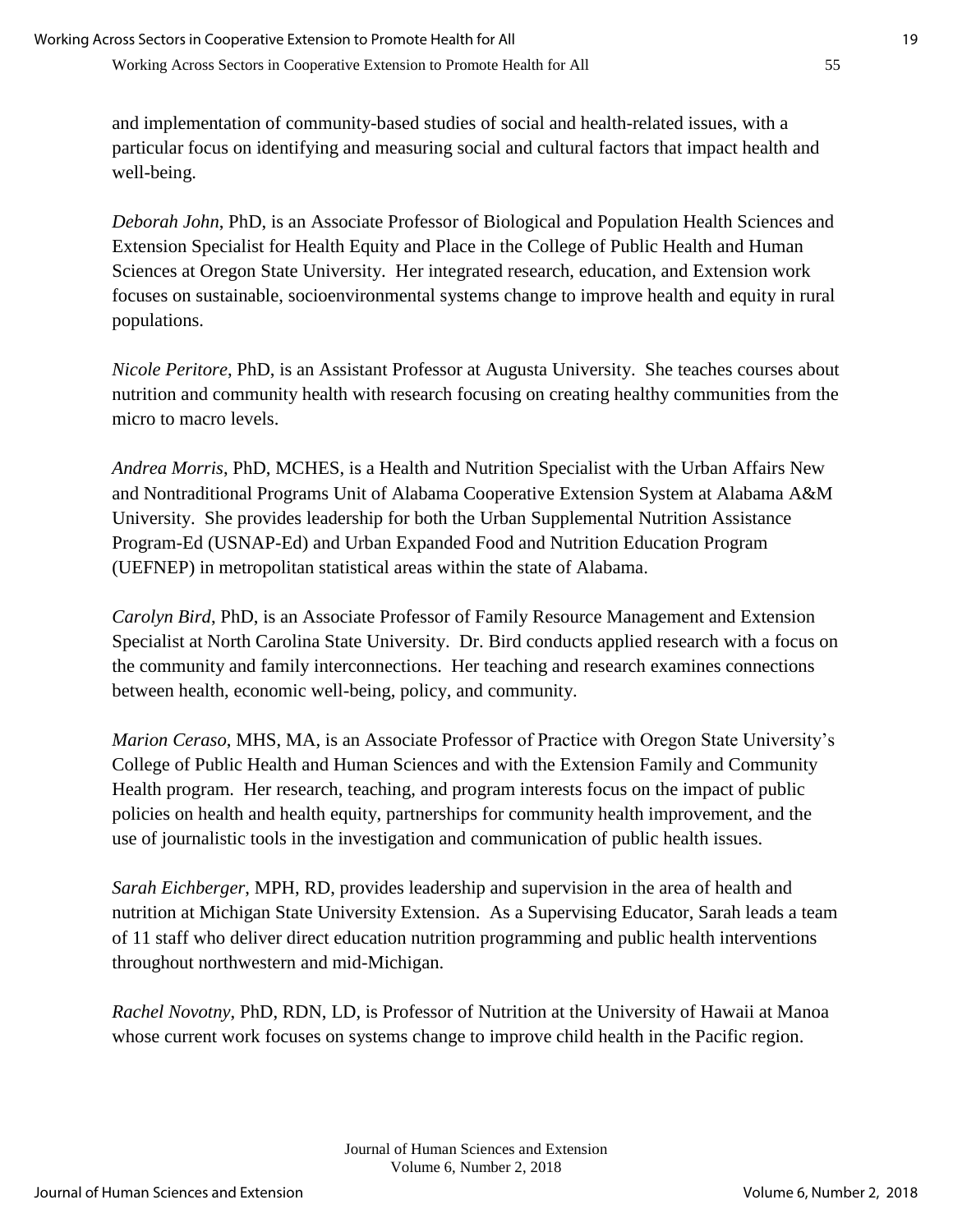and implementation of community-based studies of social and health-related issues, with a particular focus on identifying and measuring social and cultural factors that impact health and well-being.

*Deborah John*, PhD, is an Associate Professor of Biological and Population Health Sciences and Extension Specialist for Health Equity and Place in the College of Public Health and Human Sciences at Oregon State University. Her integrated research, education, and Extension work focuses on sustainable, socioenvironmental systems change to improve health and equity in rural populations.

*Nicole Peritore*, PhD, is an Assistant Professor at Augusta University. She teaches courses about nutrition and community health with research focusing on creating healthy communities from the micro to macro levels.

*Andrea Morris*, PhD, MCHES, is a Health and Nutrition Specialist with the Urban Affairs New and Nontraditional Programs Unit of Alabama Cooperative Extension System at Alabama A&M University. She provides leadership for both the Urban Supplemental Nutrition Assistance Program-Ed (USNAP-Ed) and Urban Expanded Food and Nutrition Education Program (UEFNEP) in metropolitan statistical areas within the state of Alabama.

*Carolyn Bird*, PhD, is an Associate Professor of Family Resource Management and Extension Specialist at North Carolina State University. Dr. Bird conducts applied research with a focus on the community and family interconnections. Her teaching and research examines connections between health, economic well-being, policy, and community.

*Marion Ceraso*, MHS, MA, is an Associate Professor of Practice with Oregon State University's College of Public Health and Human Sciences and with the Extension Family and Community Health program. Her research, teaching, and program interests focus on the impact of public policies on health and health equity, partnerships for community health improvement, and the use of journalistic tools in the investigation and communication of public health issues.

*Sarah Eichberger*, MPH, RD, provides leadership and supervision in the area of health and nutrition at Michigan State University Extension. As a Supervising Educator, Sarah leads a team of 11 staff who deliver direct education nutrition programming and public health interventions throughout northwestern and mid-Michigan.

*Rachel Novotny*, PhD, RDN, LD, is Professor of Nutrition at the University of Hawaii at Manoa whose current work focuses on systems change to improve child health in the Pacific region.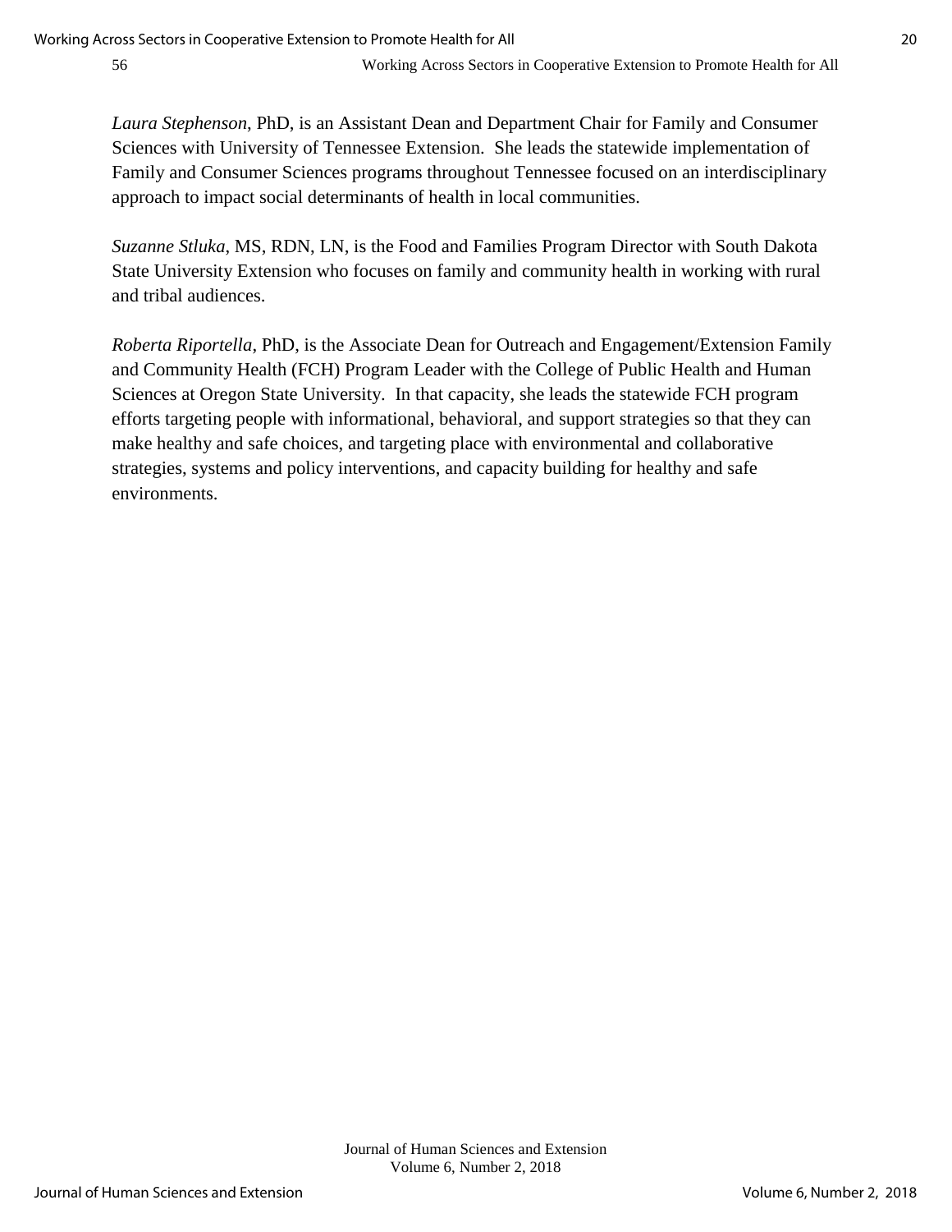*Laura Stephenson*, PhD, is an Assistant Dean and Department Chair for Family and Consumer Sciences with University of Tennessee Extension. She leads the statewide implementation of Family and Consumer Sciences programs throughout Tennessee focused on an interdisciplinary approach to impact social determinants of health in local communities.

*Suzanne Stluka*, MS, RDN, LN, is the Food and Families Program Director with South Dakota State University Extension who focuses on family and community health in working with rural and tribal audiences.

*Roberta Riportella*, PhD, is the Associate Dean for Outreach and Engagement/Extension Family and Community Health (FCH) Program Leader with the College of Public Health and Human Sciences at Oregon State University. In that capacity, she leads the statewide FCH program efforts targeting people with informational, behavioral, and support strategies so that they can make healthy and safe choices, and targeting place with environmental and collaborative strategies, systems and policy interventions, and capacity building for healthy and safe environments.